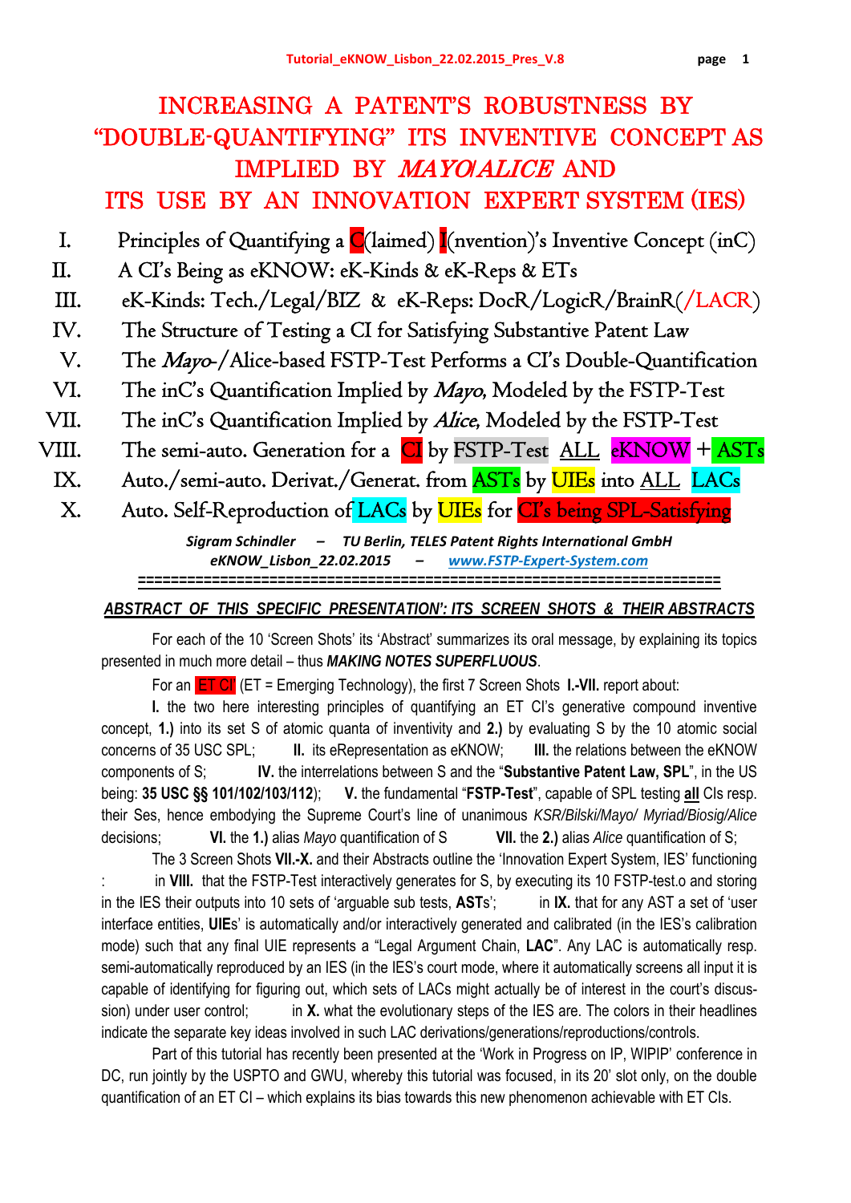# INCREASING A PATENT'S ROBUSTNESS BY "DOUBLE-QUANTIFYING" ITS INVENTIVE CONCEPT AS IMPLIED BY *MAYO*/*ALICE* AND ITS USE BY AN INNOVATION EXPERT SYSTEM (IES)

I. Principles of Quantifying a C(laimed) I(nvention)'s Inventive Concept (inC)
II. A CI's Being as eKNOW: eK-Kinds & eK-Reps & ETs
III. eK-Kinds: Tech./Legal/BIZ & eK-Reps: DocR/LogicR/BrainR(/LACR)
IV. The Structure of Testing a CI for Satisfying Substantive Patent Law
V. The *Mayo*-/Alice-based FSTP-Test Performs a CI's Double-Quantification
VI. The inC's Quantification Implied by *Mayo*, Modeled by the FSTP-Test
VII. The inC's Quantification Implied by *Alice*, Modeled by the FSTP-Test
VIII. The semi-auto. Generation for a CI by FSTP-Test <u>ALL</u> eKNOW + ASTs
IX. Auto./semi-auto. Derivat./Generat. from ASTs by UIEs into <u>ALL</u> LACs
X. Auto. Self-Reproduction of LACs by UIEs for CI's being SPL-Satisfying

***Sigram Schindler – TU Berlin, TELES Patent Rights International GmbH***
***eKNOW_Lisbon_22.02.2015 – [www.FSTP-Expert-System.com](www.FSTP-Expert-System.com)***

=====================================================================

***<u>ABSTRACT OF THIS SPECIFIC PRESENTATION': ITS SCREEN SHOTS & THEIR ABSTRACTS</u>***

For each of the 10 'Screen Shots' its 'Abstract' summarizes its oral message, by explaining its topics presented in much more detail – thus ***MAKING NOTES SUPERFLUOUS***.

For an ET CI (ET = Emerging Technology), the first 7 Screen Shots **I.-VII.** report about:

**I.** the two here interesting principles of quantifying an ET CI's generative compound inventive concept, **1.)** into its set S of atomic quanta of inventivity and **2.)** by evaluating S by the 10 atomic social concerns of 35 USC SPL; **II.** its eRepresentation as eKNOW; **III.** the relations between the eKNOW components of S; **IV.** the interrelations between S and the "**Substantive Patent Law, SPL**", in the US being: **35 USC §§ 101/102/103/112**); **V.** the fundamental "**FSTP-Test**", capable of SPL testing **<u>all</u>** CIs resp. their Ses, hence embodying the Supreme Court's line of unanimous *KSR/Bilski/Mayo/ Myriad/Biosig/Alice* decisions; **VI.** the **1.)** alias *Mayo* quantification of S **VII.** the **2.)** alias *Alice* quantification of S;

The 3 Screen Shots **VII.-X.** and their Abstracts outline the 'Innovation Expert System, IES' functioning : in **VIII.** that the FSTP-Test interactively generates for S, by executing its 10 FSTP-test.o and storing in the IES their outputs into 10 sets of 'arguable sub tests, **ASTs**'; in **IX.** that for any AST a set of 'user interface entities, **UIEs**' is automatically and/or interactively generated and calibrated (in the IES's calibration mode) such that any final UIE represents a "Legal Argument Chain, **LAC**". Any LAC is automatically resp. semi-automatically reproduced by an IES (in the IES's court mode, where it automatically screens all input it is capable of identifying for figuring out, which sets of LACs might actually be of interest in the court's discussion) under user control; in **X.** what the evolutionary steps of the IES are. The colors in their headlines indicate the separate key ideas involved in such LAC derivations/generations/reproductions/controls.

Part of this tutorial has recently been presented at the 'Work in Progress on IP, WIPIP' conference in DC, run jointly by the USPTO and GWU, whereby this tutorial was focused, in its 20' slot only, on the double quantification of an ET CI – which explains its bias towards this new phenomenon achievable with ET CIs.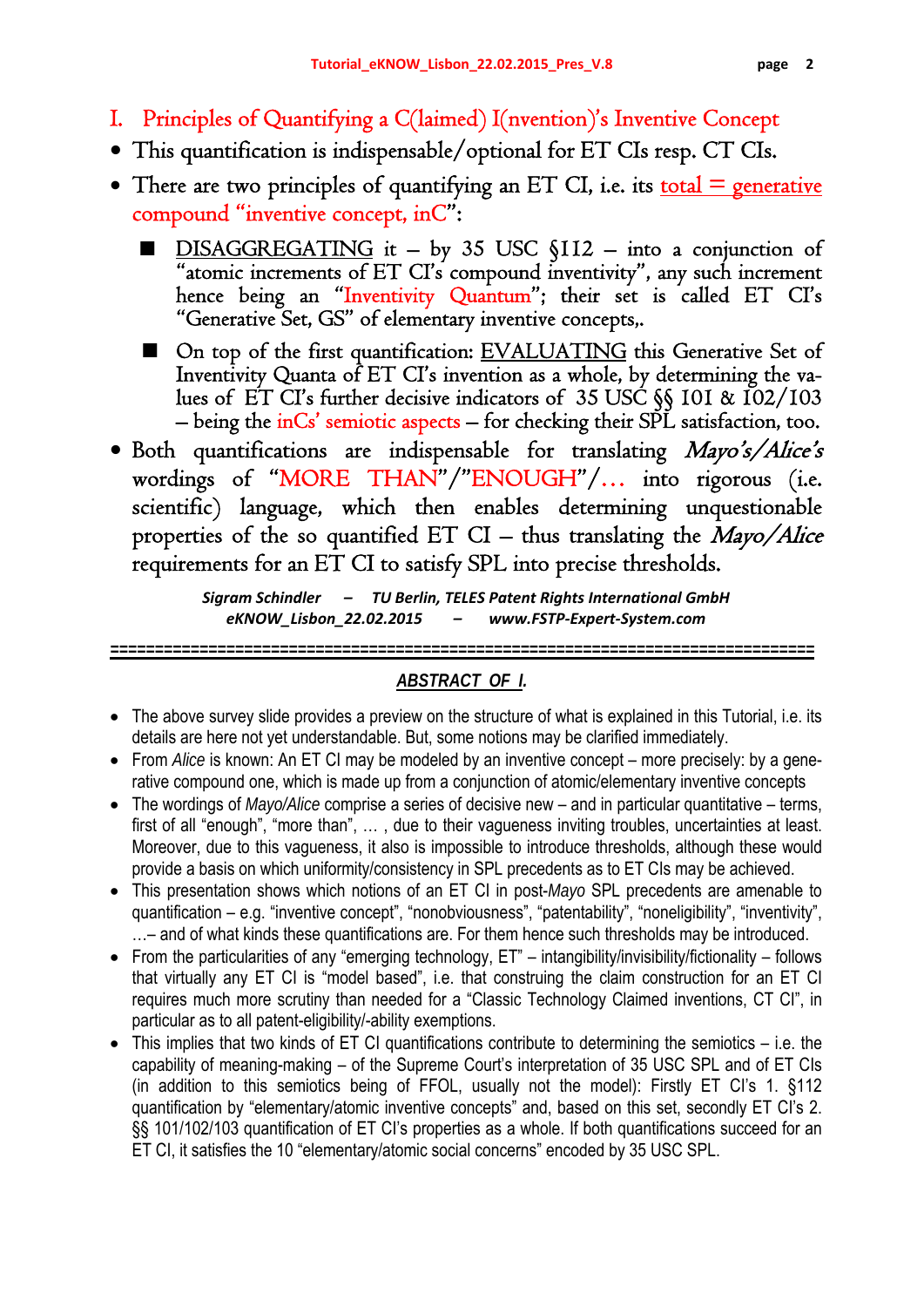# I. Principles of Quantifying a C(laimed) I(nvention)'s Inventive Concept

- This quantification is indispensable/optional for ET CIs resp. CT CIs.
- There are two principles of quantifying an ET CI, i.e. its total = generative compound "inventive concept, inC":
  - DISAGGREGATING it – by 35 USC §112 – into a conjunction of "atomic increments of ET CI's compound inventivity", any such increment hence being an "Inventivity Quantum"; their set is called ET CI's "Generative Set, GS" of elementary inventive concepts,.
  - On top of the first quantification: EVALUATING this Generative Set of Inventivity Quanta of ET CI's invention as a whole, by determining the values of ET CI's further decisive indicators of 35 USC §§ 101 & 102/103 – being the inCs' semiotic aspects – for checking their SPL satisfaction, too.
- Both quantifications are indispensable for translating *Mayo's/Alice's* wordings of "MORE THAN"/"ENOUGH"/… into rigorous (i.e. scientific) language, which then enables determining unquestionable properties of the so quantified ET CI – thus translating the *Mayo/Alice* requirements for an ET CI to satisfy SPL into precise thresholds.

*Sigram Schindler – TU Berlin, TELES Patent Rights International GmbH*
*eKNOW_Lisbon_22.02.2015 – www.FSTP-Expert-System.com*

---

## *ABSTRACT OF I.*

- The above survey slide provides a preview on the structure of what is explained in this Tutorial, i.e. its details are here not yet understandable. But, some notions may be clarified immediately.
- From *Alice* is known: An ET CI may be modeled by an inventive concept – more precisely: by a generative compound one, which is made up from a conjunction of atomic/elementary inventive concepts
- The wordings of *Mayo/Alice* comprise a series of decisive new – and in particular quantitative – terms, first of all "enough", "more than", … , due to their vagueness inviting troubles, uncertainties at least. Moreover, due to this vagueness, it also is impossible to introduce thresholds, although these would provide a basis on which uniformity/consistency in SPL precedents as to ET CIs may be achieved.
- This presentation shows which notions of an ET CI in post-*Mayo* SPL precedents are amenable to quantification – e.g. "inventive concept", "nonobviousness", "patentability", "noneligibility", "inventivity", …– and of what kinds these quantifications are. For them hence such thresholds may be introduced.
- From the particularities of any "emerging technology, ET" – intangibility/invisibility/fictionality – follows that virtually any ET CI is "model based", i.e. that construing the claim construction for an ET CI requires much more scrutiny than needed for a "Classic Technology Claimed inventions, CT CI", in particular as to all patent-eligibility/-ability exemptions.
- This implies that two kinds of ET CI quantifications contribute to determining the semiotics – i.e. the capability of meaning-making – of the Supreme Court's interpretation of 35 USC SPL and of ET CIs (in addition to this semiotics being of FFOL, usually not the model): Firstly ET CI's 1. §112 quantification by "elementary/atomic inventive concepts" and, based on this set, secondly ET CI's 2. §§ 101/102/103 quantification of ET CI's properties as a whole. If both quantifications succeed for an ET CI, it satisfies the 10 "elementary/atomic social concerns" encoded by 35 USC SPL.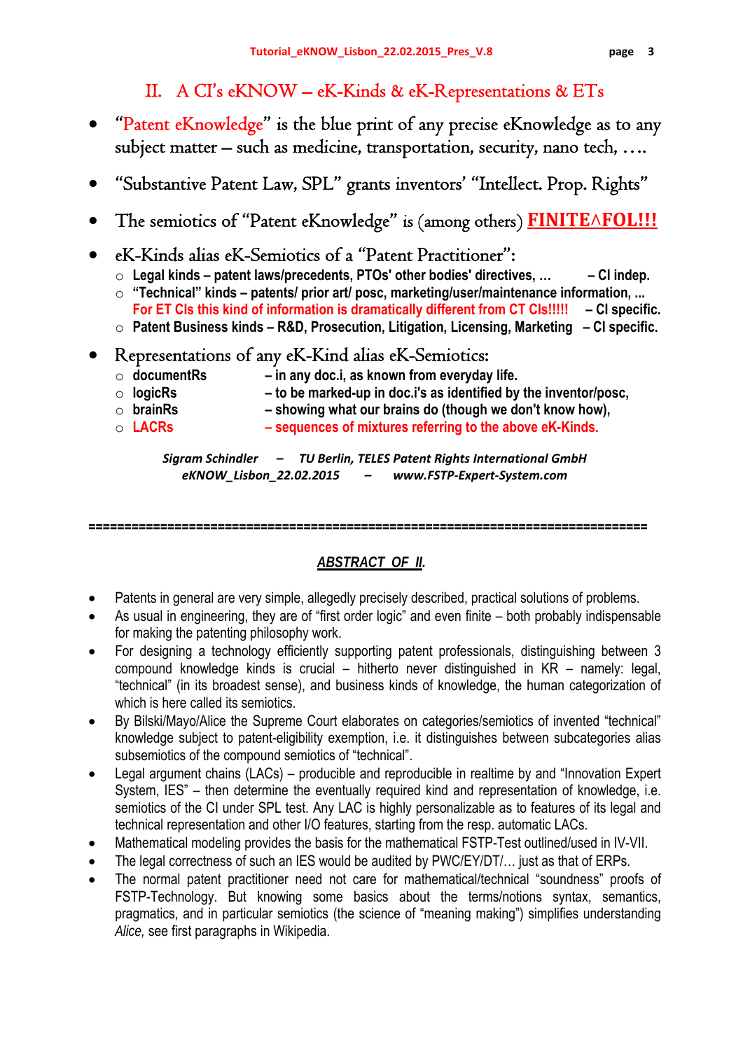## II. A CI's eKNOW – eK-Kinds & eK-Representations & ETs

- "Patent eKnowledge" is the blue print of any precise eKnowledge as to any subject matter – such as medicine, transportation, security, nano tech, ….
- "Substantive Patent Law, SPL" grants inventors' "Intellect. Prop. Rights"
- The semiotics of "Patent eKnowledge" is (among others) **FINITE∧FOL!!!**
- eK-Kinds alias eK-Semiotics of a "Patent Practitioner":
  - **Legal kinds – patent laws/precedents, PTOs' other bodies' directives, … – CI indep.**
  - **"Technical" kinds – patents/ prior art/ posc, marketing/user/maintenance information, … For ET CIs this kind of information is dramatically different from CT CIs!!!!! – CI specific.**
  - **Patent Business kinds – R&D, Prosecution, Litigation, Licensing, Marketing – CI specific.**
- Representations of any eK-Kind alias eK-Semiotics:
  - **documentRs – in any doc.i, as known from everyday life.**
  - **logicRs – to be marked-up in doc.i's as identified by the inventor/posc,**
  - **brainRs – showing what our brains do (though we don't know how),**
  - **LACRs – sequences of mixtures referring to the above eK-Kinds.**

*Sigram Schindler – TU Berlin, TELES Patent Rights International GmbH*
*eKNOW_Lisbon_22.02.2015 – www.FSTP-Expert-System.com*

================================================================================

### *ABSTRACT OF II.*

- Patents in general are very simple, allegedly precisely described, practical solutions of problems.
- As usual in engineering, they are of "first order logic" and even finite – both probably indispensable for making the patenting philosophy work.
- For designing a technology efficiently supporting patent professionals, distinguishing between 3 compound knowledge kinds is crucial – hitherto never distinguished in KR – namely: legal, "technical" (in its broadest sense), and business kinds of knowledge, the human categorization of which is here called its semiotics.
- By Bilski/Mayo/Alice the Supreme Court elaborates on categories/semiotics of invented "technical" knowledge subject to patent-eligibility exemption, i.e. it distinguishes between subcategories alias subsemiotics of the compound semiotics of "technical".
- Legal argument chains (LACs) – producible and reproducible in realtime by and "Innovation Expert System, IES" – then determine the eventually required kind and representation of knowledge, i.e. semiotics of the CI under SPL test. Any LAC is highly personalizable as to features of its legal and technical representation and other I/O features, starting from the resp. automatic LACs.
- Mathematical modeling provides the basis for the mathematical FSTP-Test outlined/used in IV-VII.
- The legal correctness of such an IES would be audited by PWC/EY/DT/… just as that of ERPs.
- The normal patent practitioner need not care for mathematical/technical "soundness" proofs of FSTP-Technology. But knowing some basics about the terms/notions syntax, semantics, pragmatics, and in particular semiotics (the science of "meaning making") simplifies understanding *Alice,* see first paragraphs in Wikipedia.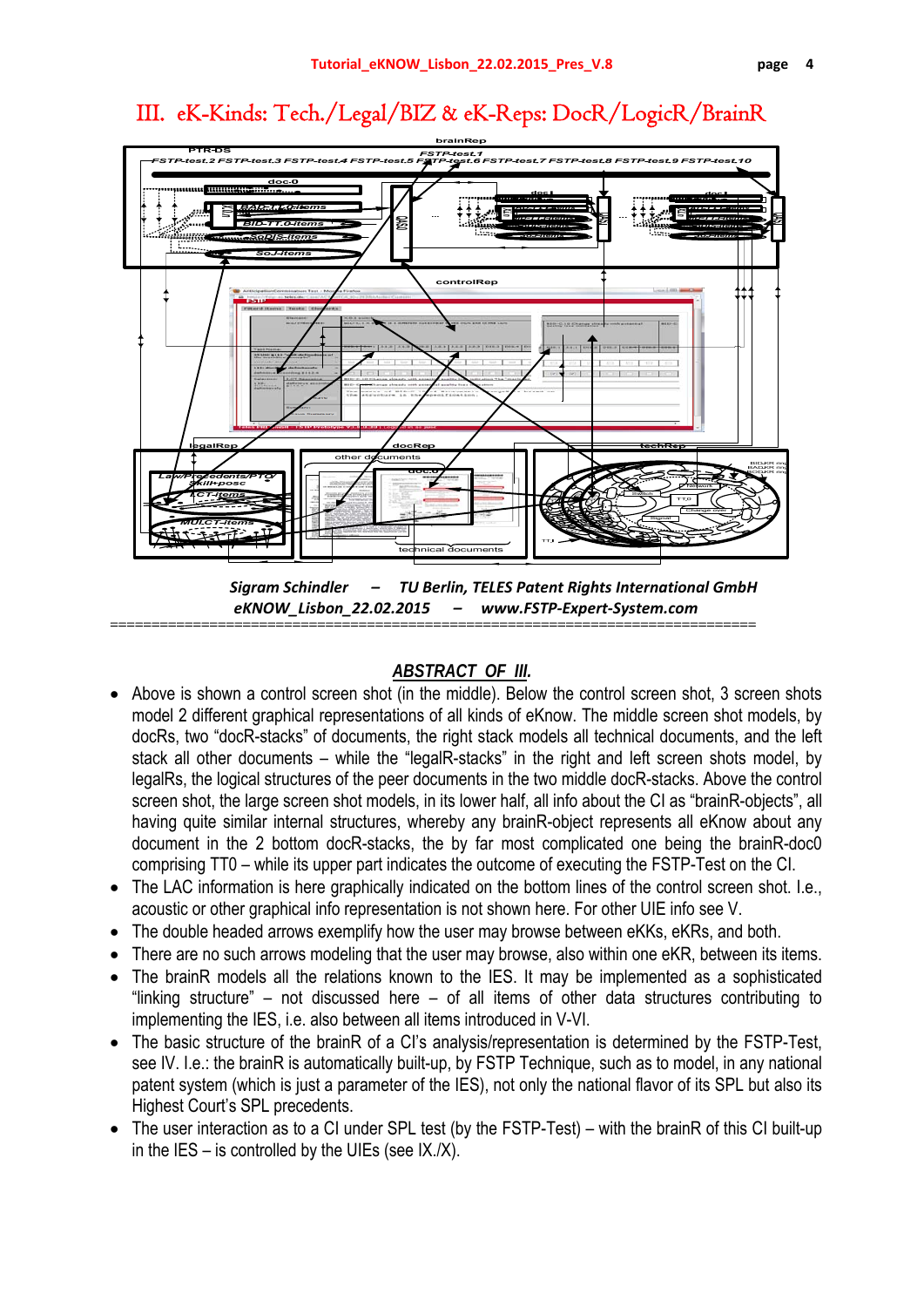# III. eK-Kinds: Tech./Legal/BIZ & eK-Reps: DocR/LogicR/BrainR

*Sigram Schindler – TU Berlin, TELES Patent Rights International GmbH*
*eKNOW_Lisbon_22.02.2015 – www.FSTP-Expert-System.com*

===========================================================================

## *ABSTRACT OF III.*

- Above is shown a control screen shot (in the middle). Below the control screen shot, 3 screen shots model 2 different graphical representations of all kinds of eKnow. The middle screen shot models, by docRs, two "docR-stacks" of documents, the right stack models all technical documents, the left stack all other documents – while the "legalR-stacks" in the right and left screen shots model, by legalRs, the logical structures of the peer documents in the two middle docR-stacks. Above the control screen shot, the large screen shot models, in its lower half, all info about the CI as "brainR-objects", all having quite similar internal structures, whereby any brainR-object represents all eKnow about any document in the 2 bottom docR-stacks, the by far most complicated one being the brainR-doc0 comprising TT0 – while its upper part indicates the outcome of executing the FSTP-Test on the CI.
- The LAC information is here graphically indicated on the bottom lines of the control screen shot. I.e., acoustic or other graphical info representation is not shown here. For other UIE info see V.
- The double headed arrows exemplify how the user may browse between eKKs, eKRs, and both.
- There are no such arrows modeling that the user may browse, also within one eKR, between its items.
- The brainR models all the relations known to the IES. It may be implemented as a sophisticated "linking structure" – not discussed here – of all items of other data structures contributing to implementing the IES, i.e. also between all items introduced in V-VI.
- The basic structure of the brainR of a CI's analysis/representation is determined by the FSTP-Test, see IV. I.e.: the brainR is automatically built-up, by FSTP Technique, such as to model, in any national patent system (which is just a parameter of the IES), not only the national flavor of its SPL but also its Highest Court's SPL precedents.
- The user interaction as to a CI under SPL test (by the FSTP-Test) – with the brainR of this CI built-up in the IES – is controlled by the UIEs (see IX./X).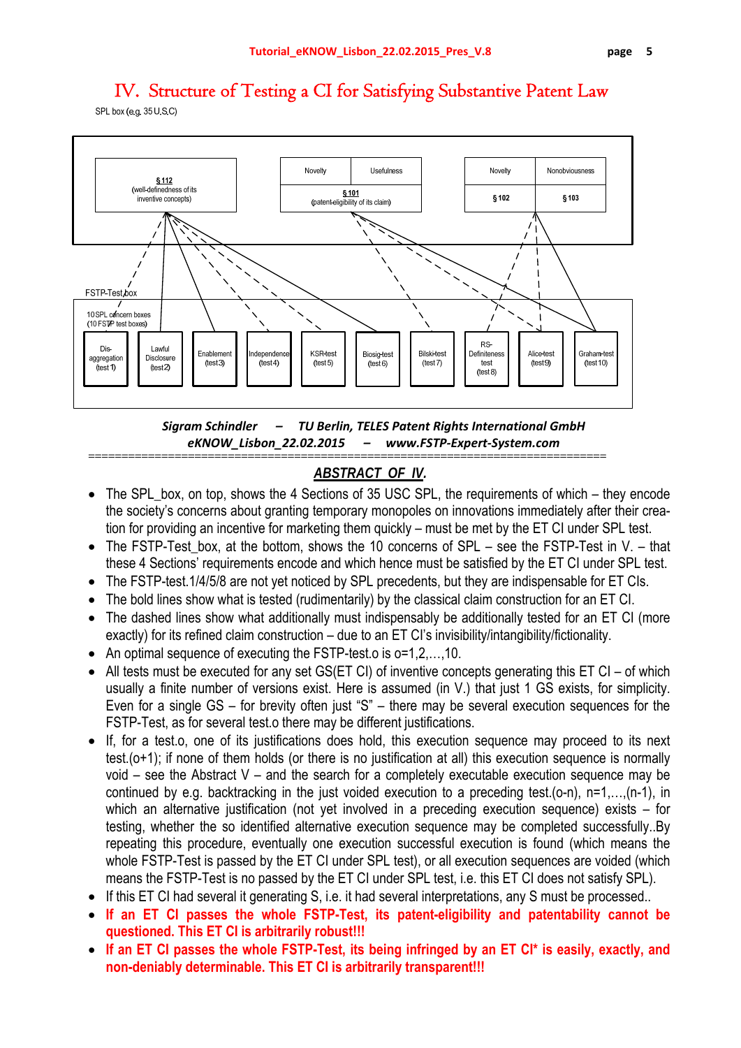# IV. Structure of Testing a CI for Satisfying Substantive Patent Law

SPL box (e.g. 35 U.S.C)

§ 112 (well-definedness of its inventive concepts)

Novelty | Usefulness — § 101 (patent-eligibility of its claim)

Novelty | Nonobviousness — § 102 | § 103

FSTP-Test box

10 SPL concern boxes (10 FSTP test boxes)

Dis-aggregation (test 1) | Lawful Disclosure (test 2) | Enablement (test 3) | Independence (test 4) | KSR-test (test 5) | Biosig-test (test 6) | Bilski-test (test 7) | RS-Definiteness test (test 8) | Alice-test (test 9) | Graham-test (test 10)

***Sigram Schindler – TU Berlin, TELES Patent Rights International GmbH***
***eKNOW_Lisbon_22.02.2015 – www.FSTP-Expert-System.com***

## ABSTRACT OF IV.

- The SPL_box, on top, shows the 4 Sections of 35 USC SPL, the requirements of which – they encode the society's concerns about granting temporary monopoles on innovations immediately after their creation for providing an incentive for marketing them quickly – must be met by the ET CI under SPL test.
- The FSTP-Test_box, at the bottom, shows the 10 concerns of SPL – see the FSTP-Test in V. – that these 4 Sections' requirements encode and which hence must be satisfied by the ET CI under SPL test.
- The FSTP-test.1/4/5/8 are not yet noticed by SPL precedents, but they are indispensable for ET CIs.
- The bold lines show what is tested (rudimentarily) by the classical claim construction for an ET CI.
- The dashed lines show what additionally must indispensably be additionally tested for an ET CI (more exactly) for its refined claim construction – due to an ET CI's invisibility/intangibility/fictionality.
- An optimal sequence of executing the FSTP-test.o is o=1,2,…,10.
- All tests must be executed for any set GS(ET CI) of inventive concepts generating this ET CI – of which usually a finite number of versions exist. Here is assumed (in V.) that just 1 GS exists, for simplicity. Even for a single GS – for brevity often just "S" – there may be several execution sequences for the FSTP-Test, as for several test.o there may be different justifications.
- If, for a test.o, one of its justifications does hold, this execution sequence may proceed to its next test.(o+1); if none of them holds (or there is no justification at all) this execution sequence is normally void – see the Abstract V – and the search for a completely executable execution sequence may be continued by e.g. backtracking in the just voided execution to a preceding test.(o-n), n=1,…,(n-1), in which an alternative justification (not yet involved in a preceding execution sequence) exists – for testing, whether the so identified alternative execution sequence may be completed successfully..By repeating this procedure, eventually one execution successful execution is found (which means the whole FSTP-Test is passed by the ET CI under SPL test), or all execution sequences are voided (which means the FSTP-Test is no passed by the ET CI under SPL test, i.e. this ET CI does not satisfy SPL).
- If this ET CI had several it generating S, i.e. it had several interpretations, any S must be processed..
- **If an ET CI passes the whole FSTP-Test, its patent-eligibility and patentability cannot be questioned. This ET CI is arbitrarily robust!!!**
- **If an ET CI passes the whole FSTP-Test, its being infringed by an ET CI\* is easily, exactly, and non-deniably determinable. This ET CI is arbitrarily transparent!!!**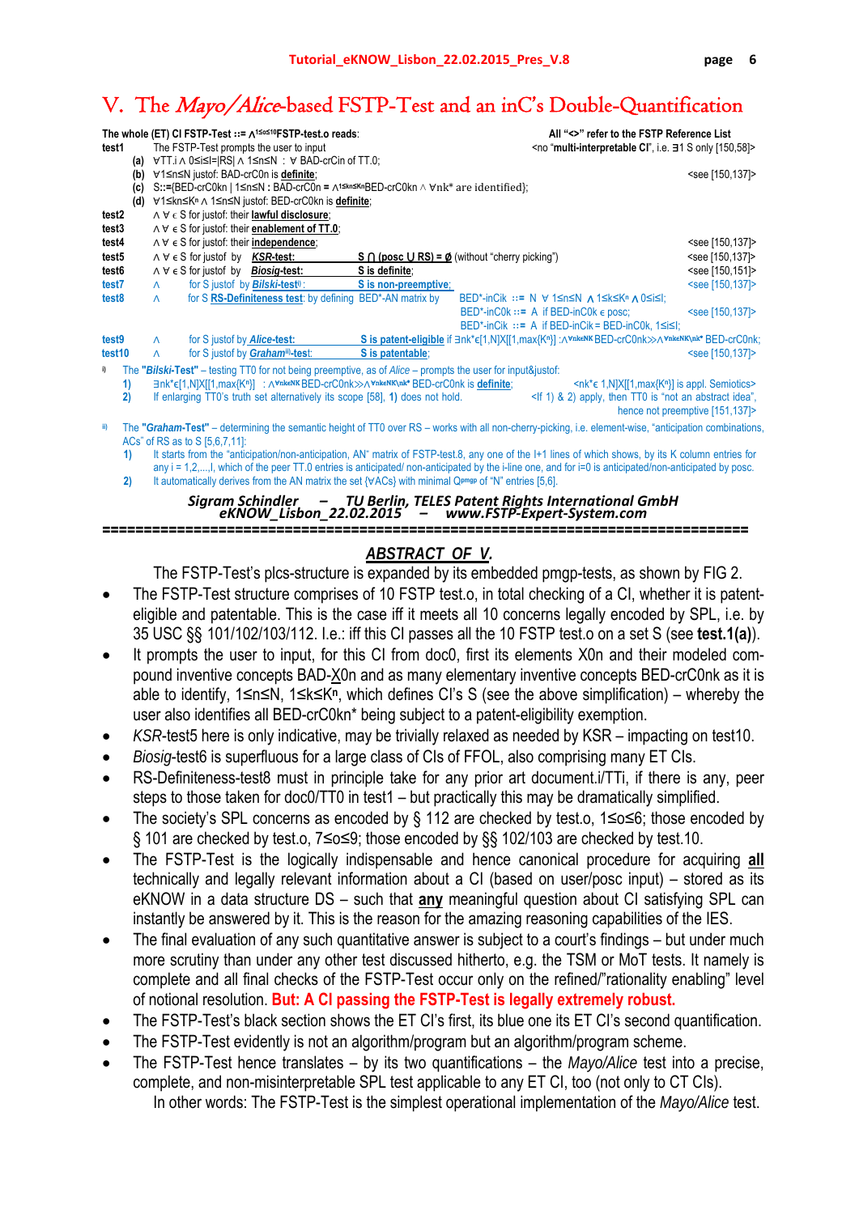# V. The *Mayo/Alice*-based FSTP-Test and an inC's Double-Quantification

**The whole (ET) CI FSTP-Test ::=** $\wedge^{1\leq o\leq 10}$**FSTP-test.o** reads: — All "<>" refer to the FSTP Reference List

**test1** The FSTP-Test prompts the user to input — <no "**multi-interpretable CI**", i.e. ∃1 S only [150,58]>

- **(a)** ∀TT.i ∧ 0≤i≤l=|RS| ∧ 1≤n≤N : ∀ BAD-crCin of TT.0;
- **(b)** ∀1≤n≤N justof: BAD-crC0n is **definite**; <see [150,137]>
- **(c)** S::={BED-crC0kn | 1≤n≤N : BAD-crC0n = $\wedge^{1\leq kn\leq K^n}$BED-crC0kn ∧ ∀nk* are identified};
- **(d)** ∀1≤kn≤$K^n$ ∧ 1≤n≤N justof: BED-crC0kn is **definite**;

**test2** ∧ ∀ ∊ S for justof: their **lawful disclosure**;

**test3** ∧ ∀ ∊ S for justof: their **enablement of TT.0**;

**test4** ∧ ∀ ∊ S for justof: their **independence**; <see [150,137]>

**test5** ∧ ∀ ∊ S for justof by ***KSR*-test:** **S ⋂ (posc ⋃ RS) = Ø** (without "cherry picking") <see [150,137]>

**test6** ∧ ∀ ∊ S for justof by ***Biosig*-test:** **S is definite**; <see [150,151]>

**test7** ∧ for S justof by ***Bilski*-test**[i]: **S is non-preemptive**; <see [150,137]>

**test8** ∧ for S **RS-Definiteness test**: by defining BED*-AN matrix by
BED*-inCik ::= N ∀ 1≤n≤N ∧ 1≤k≤$K^n$ ∧ 0≤i≤l;
BED*-inC0k ::= A if BED-inC0k ∊ posc; <see [150,137]>
BED*-inCik ::= A if BED-inCik = BED-inC0k, 1≤i≤l;

**test9** ∧ for S justof by ***Alice*-test:** **S is patent-eligible** if ∃nk*∊[1,N]X[[1,max{$K^n$}] :$\wedge^{\forall nk\in NK}$BED-crC0nk>>$\wedge^{\forall nk\in NK\backslash nk^*}$ BED-crC0nk;

**test10** ∧ for S justof by ***Graham***[ii]**-test:** **S is patentable**; <see [150,137]>

i) The "***Bilski*-Test**" – testing TT0 for not being preemptive, as of *Alice* – prompts the user for input&justof:

1) ∃nk*∊[1,N]X[[1,max{$K^n$}] : $\wedge^{\forall nk\in NK}$BED-crC0nk>>$\wedge^{\forall nk\in NK\backslash nk^*}$ BED-crC0nk is **definite**; <nk*∊ 1,N]X[[1,max{$K^n$}] is appl. Semiotics>

2) If enlarging TT0's truth set alternatively its scope [58], **1)** does not hold. <If 1) & 2) apply, then TT0 is "not an abstract idea", hence not preemptive [151,137]>

ii) The "***Graham*-Test**" – determining the semantic height of TT0 over RS – works with all non-cherry-picking, i.e. element-wise, "anticipation combinations, ACs" of RS as to S [5,6,7,11]:

1) It starts from the "anticipation/non-anticipation, AN" matrix of FSTP-test.8, any one of the l+1 lines of which shows, by its K column entries for any i = 1,2,...,l, which of the peer TT.0 entries is anticipated/ non-anticipated by the i-line one, and for i=0 is anticipated/non-anticipated by posc.

2) It automatically derives from the AN matrix the set {VACs} with minimal $Q^{pmgp}$ of "N" entries [5,6].

***Sigram Schindler – TU Berlin, TELES Patent Rights International GmbH***
***eKNOW_Lisbon_22.02.2015 – www.FSTP-Expert-System.com***

---

## ***ABSTRACT OF V.***

The FSTP-Test's plcs-structure is expanded by its embedded pmgp-tests, as shown by FIG 2.

- The FSTP-Test structure comprises of 10 FSTP test.o, in total checking of a CI, whether it is patent-eligible and patentable. This is the case iff it meets all 10 concerns legally encoded by SPL, i.e. by 35 USC §§ 101/102/103/112. I.e.: iff this CI passes all the 10 FSTP test.o on a set S (see **test.1(a)**).
- It prompts the user to input, for this CI from doc0, first its elements X0n and their modeled compound inventive concepts BAD-X0n and as many elementary inventive concepts BED-crC0nk as it is able to identify, 1≤n≤N, 1≤k≤$K^n$, which defines CI's S (see the above simplification) – whereby the user also identifies all BED-crC0kn* being subject to a patent-eligibility exemption.
- *KSR*-test5 here is only indicative, may be trivially relaxed as needed by KSR – impacting on test10.
- *Biosig*-test6 is superfluous for a large class of CIs of FFOL, also comprising many ET CIs.
- RS-Definiteness-test8 must in principle take for any prior art document.i/TTi, if there is any, peer steps to those taken for doc0/TT0 in test1 – but practically this may be dramatically simplified.
- The society's SPL concerns as encoded by § 112 are checked by test.o, 1≤o≤6; those encoded by § 101 are checked by test.o, 7≤o≤9; those encoded by §§ 102/103 are checked by test.10.
- The FSTP-Test is the logically indispensable and hence canonical procedure for acquiring **all** technically and legally relevant information about a CI (based on user/posc input) – stored as its eKNOW in a data structure DS – such that **any** meaningful question about CI satisfying SPL can instantly be answered by it. This is the reason for the amazing reasoning capabilities of the IES.
- The final evaluation of any such quantitative answer is subject to a court's findings – but under much more scrutiny than under any other test discussed hitherto, e.g. the TSM or MoT tests. It namely is complete and all final checks of the FSTP-Test occur only on the refined/"rationality enabling" level of notional resolution. **But: A CI passing the FSTP-Test is legally extremely robust.**
- The FSTP-Test's black section shows the ET CI's first, its blue one its ET CI's second quantification.
- The FSTP-Test evidently is not an algorithm/program but an algorithm/program scheme.
- The FSTP-Test hence translates – by its two quantifications – the *Mayo/Alice* test into a precise, complete, and non-misinterpretable SPL test applicable to any ET CI, too (not only to CT CIs).

In other words: The FSTP-Test is the simplest operational implementation of the *Mayo/Alice* test.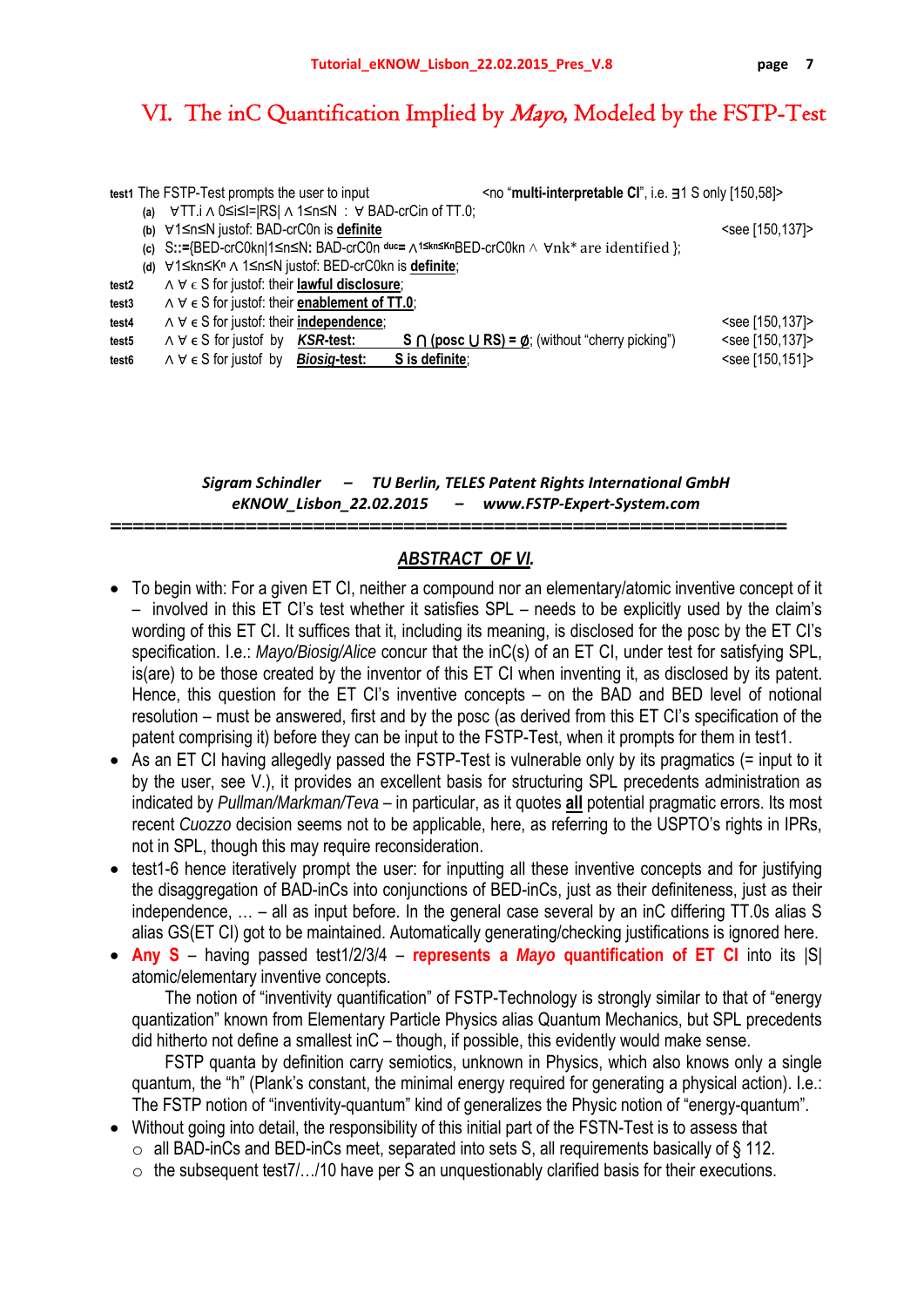# VI. The inC Quantification Implied by *Mayo*, Modeled by the FSTP-Test

**test1** The FSTP-Test prompts the user to input <no "**multi-interpretable CI**", i.e. ∃1 S only [150,58]>

- **(a)** ∀TT.i ∧ 0≤i≤I=|RS| ∧ 1≤n≤N : ∀ BAD-crCin of TT.0;
- **(b)** ∀1≤n≤N justof: BAD-crC0n is **definite** <see [150,137]>
- **(c)** S::={BED-crC0kn|1≤n≤N: BAD-crC0n $^{duc}$= ∧$^{1≤kn≤Kn}$BED-crC0kn ∧ ∀nk* are identified };
- **(d)** ∀1≤kn≤K$^n$ ∧ 1≤n≤N justof: BED-crC0kn is **definite**;

**test2** ∧ ∀ ϵ S for justof: their **lawful disclosure**;

**test3** ∧ ∀ ϵ S for justof: their **enablement of TT.0**;

**test4** ∧ ∀ ϵ S for justof: their **independence**; <see [150,137]>

**test5** ∧ ∀ ϵ S for justof by ***KSR*-test:** **S ∩ (posc ∪ RS) = ∅**; (without "cherry picking") <see [150,137]>

**test6** ∧ ∀ ϵ S for justof by ***Biosig*-test:** **S is definite**; <see [150,151]>

***Sigram Schindler – TU Berlin, TELES Patent Rights International GmbH***
***eKNOW_Lisbon_22.02.2015 – www.FSTP-Expert-System.com***

==============================================================

## *ABSTRACT OF VI.*

- To begin with: For a given ET CI, neither a compound nor an elementary/atomic inventive concept of it – involved in this ET CI's test whether it satisfies SPL – needs to be explicitly used by the claim's wording of this ET CI. It suffices that it, including its meaning, is disclosed for the posc by the ET CI's specification. I.e.: *Mayo/Biosig/Alice* concur that the inC(s) of an ET CI, under test for satisfying SPL, is(are) to be those created by the inventor of this ET CI when inventing it, as disclosed by its patent. Hence, this question for the ET CI's inventive concepts – on the BAD and BED level of notional resolution – must be answered, first and by the posc (as derived from this ET CI's specification of the patent comprising it) before they can be input to the FSTP-Test, when it prompts for them in test1.
- As an ET CI having allegedly passed the FSTP-Test is vulnerable only by its pragmatics (= input to it by the user, see V.), it provides an excellent basis for structuring SPL precedents administration as indicated by *Pullman/Markman/Teva* – in particular, as it quotes **all** potential pragmatic errors. Its most recent *Cuozzo* decision seems not to be applicable, here, as referring to the USPTO's rights in IPRs, not in SPL, though this may require reconsideration.
- test1-6 hence iteratively prompt the user: for inputting all these inventive concepts and for justifying the disaggregation of BAD-inCs into conjunctions of BED-inCs, just as their definiteness, just as their independence, … – all as input before. In the general case several by an inC differing TT.0s alias S alias GS(ET CI) got to be maintained. Automatically generating/checking justifications is ignored here.
- **Any S** – having passed test1/2/3/4 – **represents a *Mayo* quantification of ET CI** into its |S| atomic/elementary inventive concepts.

  The notion of "inventivity quantification" of FSTP-Technology is strongly similar to that of "energy quantization" known from Elementary Particle Physics alias Quantum Mechanics, but SPL precedents did hitherto not define a smallest inC – though, if possible, this evidently would make sense.

  FSTP quanta by definition carry semiotics, unknown in Physics, which also knows only a single quantum, the "h" (Plank's constant, the minimal energy required for generating a physical action). I.e.: The FSTP notion of "inventivity-quantum" kind of generalizes the Physic notion of "energy-quantum".
- Without going into detail, the responsibility of this initial part of the FSTN-Test is to assess that
  - all BAD-inCs and BED-inCs meet, separated into sets S, all requirements basically of § 112.
  - the subsequent test7/…/10 have per S an unquestionably clarified basis for their executions.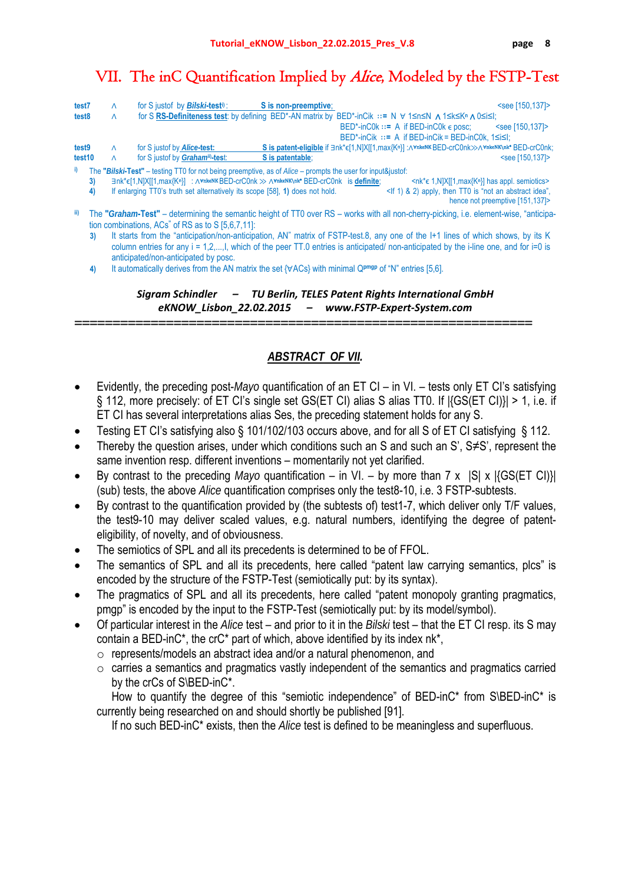# VII. The inC Quantification Implied by *Alice*, Modeled by the FSTP-Test

| | | | | |
|---|---|---|---|---|
| **test7** | ∧ | for S justof by ***Bilski*-test**[i)]: | **S is non-preemptive**; | <see [150,137]> |
| **test8** | ∧ | for S **RS-Definiteness test**: by defining BED*-AN matrix by BED*-inCik ::= N ∀ $1\le n\le N$ ∧ $1\le k\le K^n$ ∧ $0\le i\le I$; | | |
| | | | BED*-inC0k ::= A if BED-inC0k ∈ posc; | <see [150,137]> |
| | | | BED*-inCik ::= A if BED-inCik = BED-inC0k, $1\le i\le I$; | |
| **test9** | ∧ | for S justof by ***Alice*-test:** | **S is patent-eligible** if ∃nk*∈[1,N]X[[1,max{$K^n$}] :∧∀nk∈NK BED-crC0nk≫∧∀nk∈NK\nk* BED-crC0nk; | |
| **test10** | ∧ | for S justof by ***Graham***[ii)]**-test**: | **S is patentable**; | <see [150,137]> |

[i)] The **"*Bilski*-Test"** – testing TT0 for not being preemptive, as of *Alice* – prompts the user for input&justof:

**3)** ∃nk*∈[1,N]X[[1,max{$K^n$}] : ∧∀nk∈NK BED-crC0nk ≫ ∧∀nk∈NK\nk* BED-crC0nk is **definite**; <nk*∈ 1,N]X[[1,max{$K^n$}] has appl. semiotics>

**4)** If enlarging TT0's truth set alternatively its scope [58], **1)** does not hold. <If 1) & 2) apply, then TT0 is "not an abstract idea", hence not preemptive [151,137]>

[ii)] The **"*Graham*-Test"** – determining the semantic height of TT0 over RS – works with non-cherry-picking, i.e. element-wise, "anticipation combinations, ACs" of RS as to S [5,6,7,11]:

**3)** It starts from the "anticipation/non-anticipation, AN" matrix of FSTP-test.8, any one of the I+1 lines of which shows, by its K column entries for any i = 1,2,....,I, which of the peer TT.0 entries is anticipated/ non-anticipated by the i-line one, and for i=0 is anticipated/non-anticipated by posc.

**4)** It automatically derives from the AN matrix the set {∀ACs} with minimal $Q^{pmgp}$ of "N" entries [5,6].

***Sigram Schindler – TU Berlin, TELES Patent Rights International GmbH***
***eKNOW_Lisbon_22.02.2015 – www.FSTP-Expert-System.com***

================================================================

## *ABSTRACT OF VII.*

- Evidently, the preceding post-*Mayo* quantification of an ET CI – in VI. – tests only ET CI's satisfying § 112, more precisely: of ET CI's single set GS(ET CI) alias S alias TT0. If |{GS(ET CI)}| > 1, i.e. if ET CI has several interpretations alias Ses, the preceding statement holds for any S.
- Testing ET CI's satisfying also § 101/102/103 occurs above, and for all S of ET CI satisfying § 112.
- Thereby the question arises, under which conditions such an S and such an S', S≠S', represent the same invention resp. different inventions – momentarily not yet clarified.
- By contrast to the preceding *Mayo* quantification – in VI. – by more than 7 x |S| x |{GS(ET CI)}| (sub) tests, the above *Alice* quantification comprises only the test8-10, i.e. 3 FSTP-subtests.
- By contrast to the quantification provided by (the subtests of) test1-7, which deliver only T/F values, the test9-10 may deliver scaled values, e.g. natural numbers, identifying the degree of patent-eligibility, of novelty, and of obviousness.
- The semiotics of SPL and all its precedents is determined to be of FFOL.
- The semantics of SPL and all its precedents, here called "patent law carrying semantics, plcs" is encoded by the structure of the FSTP-Test (semiotically put: by its syntax).
- The pragmatics of SPL and all its precedents, here called "patent monopoly granting pragmatics, pmgp" is encoded by the input to the FSTP-Test (semiotically put: by its model/symbol).
- Of particular interest in the *Alice* test – and prior to it in the *Bilski* test – that the ET CI resp. its S may contain a BED-inC*, the crC* part of which, above identified by its index nk*,
  - represents/models an abstract idea and/or a natural phenomenon, and
  - carries a semantics and pragmatics vastly independent of the semantics and pragmatics carried by the crCs of S\BED-inC*.

  How to quantify the degree of this "semiotic independence" of BED-inC* from S\BED-inC* is currently being researched on and should shortly be published [91].

  If no such BED-inC* exists, then the *Alice* test is defined to be meaningless and superfluous.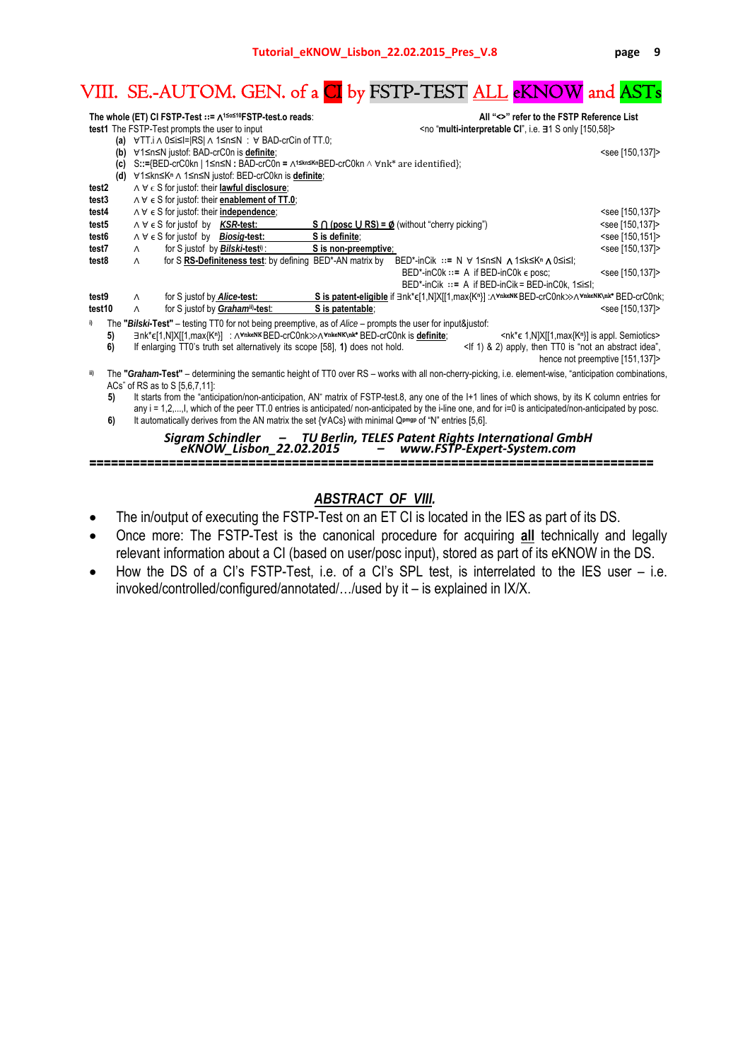# VIII. SE.-AUTOM. GEN. of a CI by FSTP-TEST ALL eKNOW and ASTs

**The whole (ET) CI FSTP-Test ::= $\wedge^{1\le o\le 10}$FSTP-test.o reads**: **All "<>" refer to the FSTP Reference List**

**test1** The FSTP-Test prompts the user to input <no "**multi-interpretable CI**", i.e. ∃1 S only [150,58]>

- **(a)** ∀TT.i ∧ 0≤i≤I=|RS| ∧ 1≤n≤N : ∀ BAD-crCin of TT.0;
- **(b)** ∀1≤n≤N justof: BAD-crC0n is **definite**; <see [150,137]>
- **(c)** S::={BED-crC0kn | 1≤n≤N : BAD-crC0n = $\wedge^{1\le kn\le Kn}$BED-crC0kn ∧ ∀nk* are identified};
- **(d)** ∀1≤kn≤Kn ∧ 1≤n≤N justof: BED-crC0kn is **definite**;

**test2** ∧ ∀ ∊ S for justof: their **lawful disclosure**;

**test3** ∧ ∀ ∊ S for justof: their **enablement of TT.0**;

**test4** ∧ ∀ ∊ S for justof: their **independence**; <see [150,137]>

**test5** ∧ ∀ ∊ S for justof by ***KSR*-test:** **S ⋂ (posc ⋃ RS) = ø** (without "cherry picking") <see [150,137]>

**test6** ∧ ∀ ∊ S for justof by ***Biosig*-test:** **S is definite**; <see [150,151]>

**test7** ∧ for S justof by ***Bilski*-test**[i]: **S is non-preemptive**; <see [150,137]>

**test8** ∧ for S **RS-Definiteness test**: by defining BED*-AN matrix by BED*-inCik ::= N ∀ 1≤n≤N ∧ 1≤k≤Kn ∧ 0≤i≤I;
BED*-inC0k ::= A if BED-inC0k ∊ posc; <see [150,137]>
BED*-inCik ::= A if BED-inCik = BED-inC0k, 1≤i≤I;

**test9** ∧ for S justof by ***Alice*-test:** **S is patent-eligible** if ∃nk*∊[1,N]X[[1,max{Kn}] :$\wedge^{\forall nk\in NK}$BED-crC0nk≫$\wedge^{\forall nk\in NK\setminus nk^*}$ BED-crC0nk;

**test10** ∧ for S justof by ***Graham***[ii]**-test**: **S is patentable**; <see [150,137]>

[i] The "***Bilski*-Test"** – testing TT0 for not being preemptive, as of *Alice* – prompts the user for input&justof:

- **5)** ∃nk*∊[1,N]X[[1,max{Kn}] : $\wedge^{\forall nk\in NK}$BED-crC0nk≫$\wedge^{\forall nk\in NK\setminus nk^*}$ BED-crC0nk is **definite**; <nk*∊ 1,N]X[[1,max{Kn}] is appl. Semiotics>
- **6)** If enlarging TT0's truth set alternatively its scope [58], **1)** does not hold. <If 1) & 2) apply, then TT0 is "not an abstract idea", hence not preemptive [151,137]>

[ii] The "***Graham*-Test"** – determining the semantic height of TT0 over RS – works with all non-cherry-picking, i.e. element-wise, "anticipation combinations, ACs" of RS as to S [5,6,7,11]:

- **5)** It starts from the "anticipation/non-anticipation, AN" matrix of FSTP-test.8, any one of the I+1 lines of which shows, by its K column entries for any i = 1,2,...,I, which of the peer TT.0 entries is anticipated/ non-anticipated by the i-line one, and for i=0 is anticipated/non-anticipated by posc.
- **6)** It automatically derives from the AN matrix the set {∀ACs} with minimal $Q^{pmgp}$ of "N" entries [5,6].

***Sigram Schindler – TU Berlin, TELES Patent Rights International GmbH***
***eKNOW_Lisbon_22.02.2015 – www.FSTP-Expert-System.com***

================================================================================

## *ABSTRACT OF VIII.*

- The in/output of executing the FSTP-Test on an ET CI is located in the IES as part of its DS.
- Once more: The FSTP-Test is the canonical procedure for acquiring **all** technically and legally relevant information about a CI (based on user/posc input), stored as part of its eKNOW in the DS.
- How the DS of a CI's FSTP-Test, i.e. of a CI's SPL test, is interrelated to the IES user – i.e. invoked/controlled/configured/annotated/…/used by it – is explained in IX/X.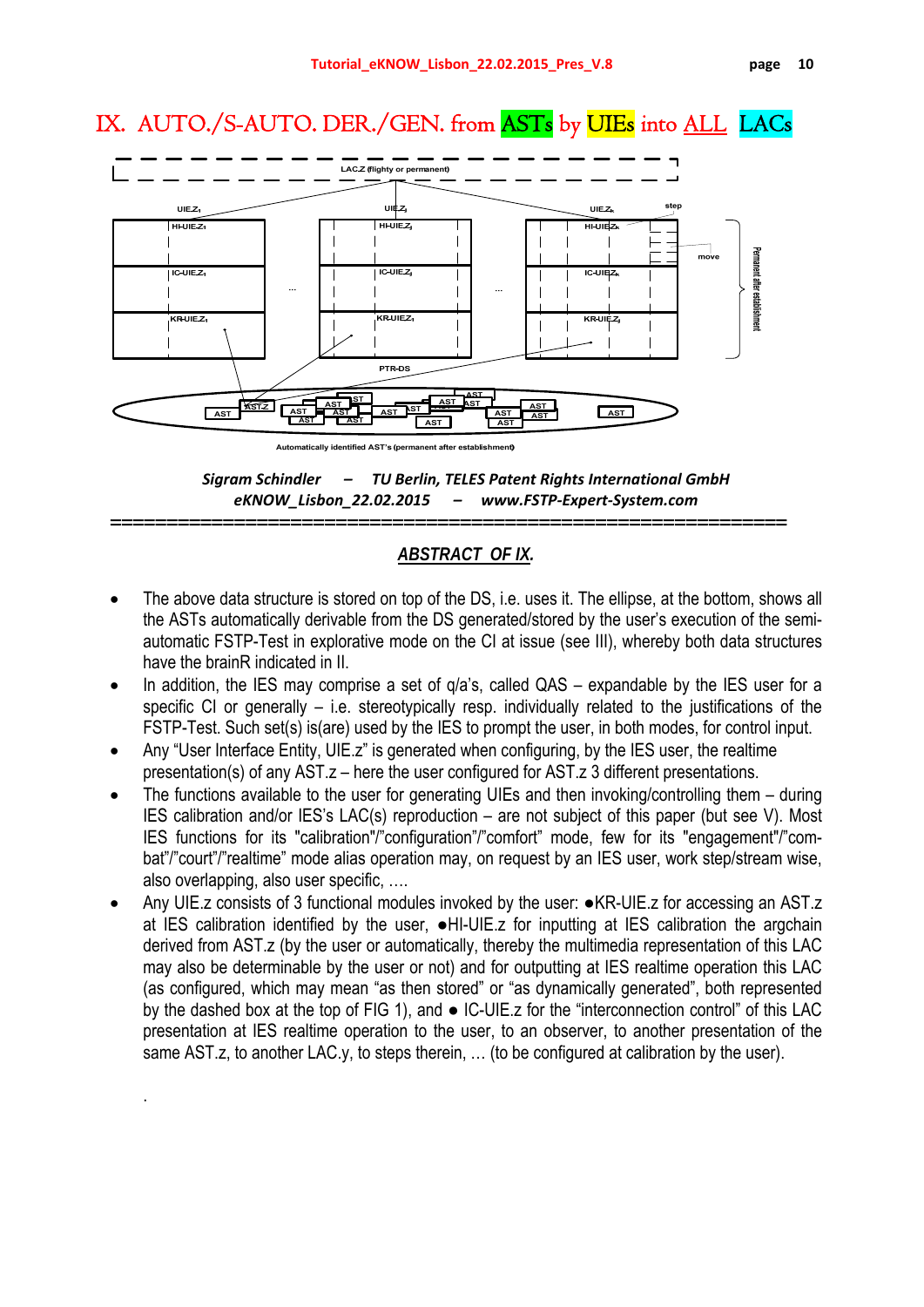# IX. AUTO./S-AUTO. DER./GEN. from ASTs by UIEs into ALL LACs

LAC.Z (flighty or permanent)

UIE.Z1 UIE.Zj UIE.Zk step

HI-UIE.Z1 HI-UIE.Zj HI-UIE.Zk

IC-UIE.Z1 ... IC-UIE.Zj ... IC-UIE.Zk move

KR-UIE.Z1 KR-UIE.Zj KR-UIE.Zj

Permanent after establishment

PTR-DS

AST AST.Z AST AST AST AST AST AST AST AST AST AST AST AST AST AST AST

Automatically identified AST's (permanent after establishment)

***Sigram Schindler – TU Berlin, TELES Patent Rights International GmbH***
***eKNOW_Lisbon_22.02.2015 – www.FSTP-Expert-System.com***

---

## ***ABSTRACT OF IX.***

- The above data structure is stored on top of the DS, i.e. uses it. The ellipse, at the bottom, shows all the ASTs automatically derivable from the DS generated/stored by the user's execution of the semi-automatic FSTP-Test in explorative mode on the CI at issue (see III), whereby both data structures have the brainR indicated in II.
- In addition, the IES may comprise a set of q/a's, called QAS – expandable by the IES user for a specific CI or generally – i.e. stereotypically resp. individually related to the justifications of the FSTP-Test. Such set(s) is(are) used by the IES to prompt the user, in both modes, for control input.
- Any "User Interface Entity, UIE.z" is generated when configuring, by the IES user, the realtime presentation(s) of any AST.z – here the user configured for AST.z 3 different presentations.
- The functions available to the user for generating UIEs and then invoking/controlling them – during IES calibration and/or IES's LAC(s) reproduction – are not subject of this paper (but see V). Most IES functions for its "calibration"/"configuration"/"comfort" mode, few for its "engagement"/"combat"/"court"/"realtime" mode alias operation may, on request by an IES user, work step/stream wise, also overlapping, also user specific, ….
- Any UIE.z consists of 3 functional modules invoked by the user: ●KR-UIE.z for accessing an AST.z at IES calibration identified by the user, ●HI-UIE.z for inputting at IES calibration the argchain derived from AST.z (by the user or automatically, thereby the multimedia representation of this LAC may also be determinable by the user or not) and for outputting at IES realtime operation this LAC (as configured, which may mean "as then stored" or "as dynamically generated", both represented by the dashed box at the top of FIG 1), and ● IC-UIE.z for the "interconnection control" of this LAC presentation at IES realtime operation to the user, to an observer, to another presentation of the same AST.z, to another LAC.y, to steps therein, … (to be configured at calibration by the user).

.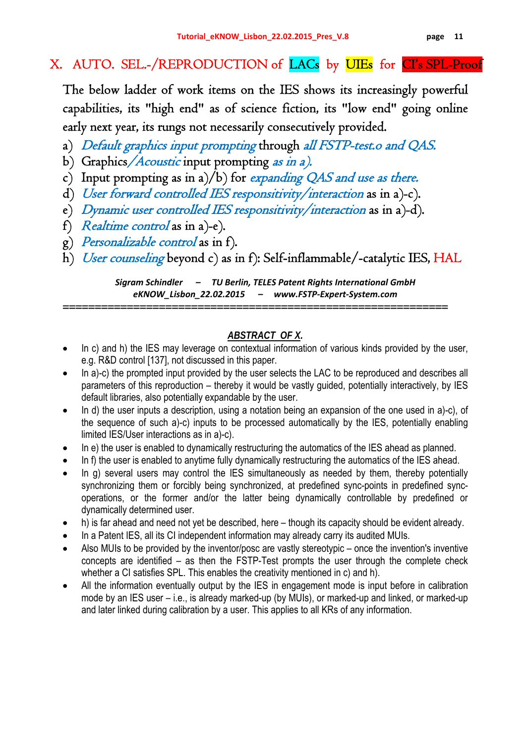## X. AUTO. SEL.-/REPRODUCTION of LACs by UIEs for CI's SPL-Proof

The below ladder of work items on the IES shows its increasingly powerful capabilities, its "high end" as of science fiction, its "low end" going online early next year, its rungs not necessarily consecutively provided.

a) *Default graphics input prompting* through *all FSTP-test.o and QAS.*
b) Graphics*/Acoustic* input prompting *as in a).*
c) Input prompting as in a)/b) for *expanding QAS and use as there.*
d) *User forward controlled IES responsitivity/interaction* as in a)-c).
e) *Dynamic user controlled IES responsitivity/interaction* as in a)-d).
f) *Realtime control* as in a)-e).
g) *Personalizable control* as in f).
h) *User counseling* beyond c) as in f): Self-inflammable/-catalytic IES, HAL

*Sigram Schindler – TU Berlin, TELES Patent Rights International GmbH*
*eKNOW_Lisbon_22.02.2015 – www.FSTP-Expert-System.com*

==============================================================

### *ABSTRACT OF X.*

- In c) and h) the IES may leverage on contextual information of various kinds provided by the user, e.g. R&D control [137], not discussed in this paper.
- In a)-c) the prompted input provided by the user selects the LAC to be reproduced and describes all parameters of this reproduction – thereby it would be vastly guided, potentially interactively, by IES default libraries, also potentially expandable by the user.
- In d) the user inputs a description, using a notation being an expansion of the one used in a)-c), of the sequence of such a)-c) inputs to be processed automatically by the IES, potentially enabling limited IES/User interactions as in a)-c).
- In e) the user is enabled to dynamically restructuring the automatics of the IES ahead as planned.
- In f) the user is enabled to anytime fully dynamically restructuring the automatics of the IES ahead.
- In g) several users may control the IES simultaneously as needed by them, thereby potentially synchronizing them or forcibly being synchronized, at predefined sync-points in predefined sync-operations, or the former and/or the latter being dynamically controllable by predefined or dynamically determined user.
- h) is far ahead and need not yet be described, here – though its capacity should be evident already.
- In a Patent IES, all its CI independent information may already carry its audited MUIs.
- Also MUIs to be provided by the inventor/posc are vastly stereotypic – once the invention's inventive concepts are identified – as then the FSTP-Test prompts the user through the complete check whether a CI satisfies SPL. This enables the creativity mentioned in c) and h).
- All the information eventually output by the IES in engagement mode is input before in calibration mode by an IES user – i.e., is already marked-up (by MUIs), or marked-up and linked, or marked-up and later linked during calibration by a user. This applies to all KRs of any information.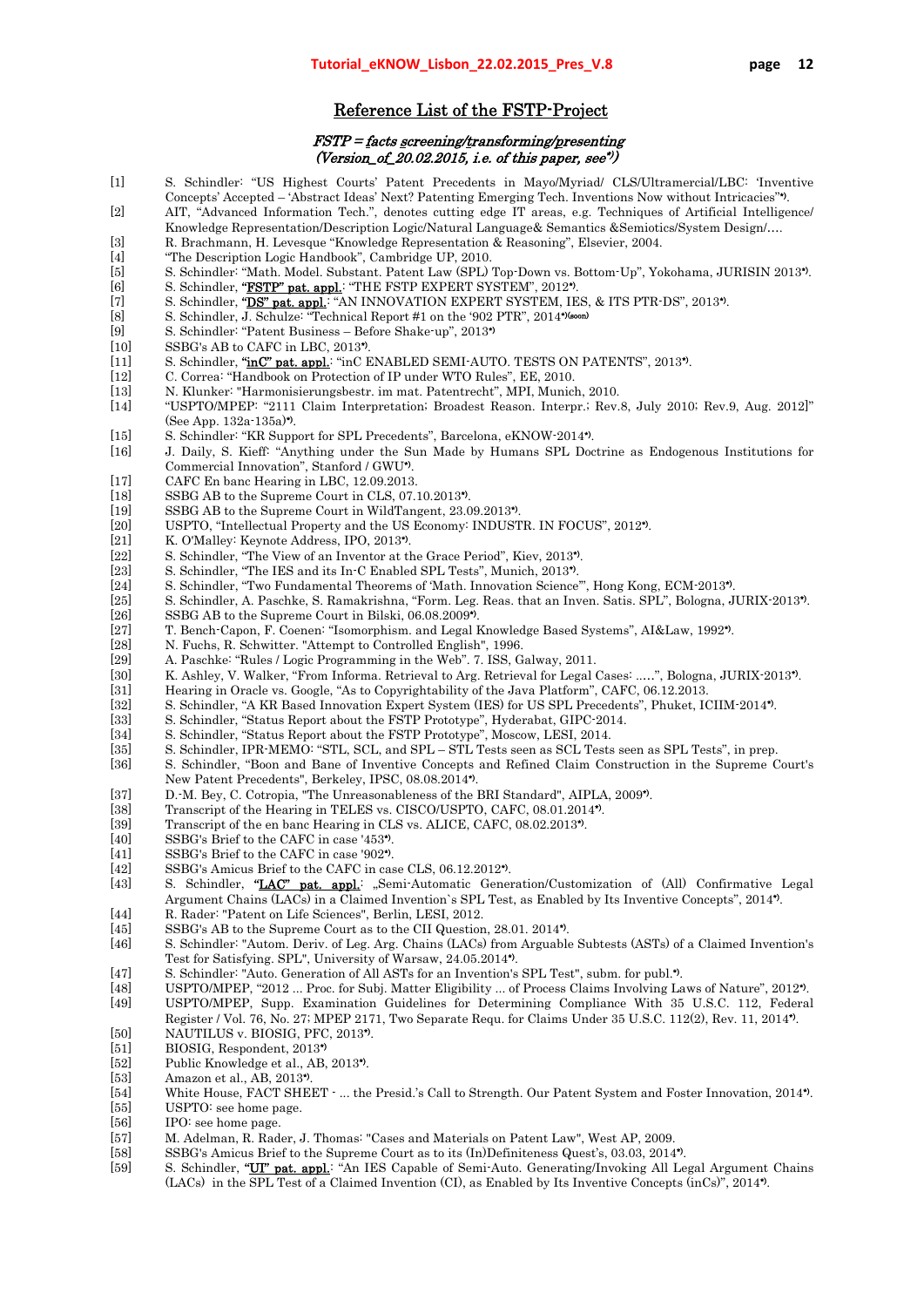## Reference List of the FSTP-Project

*FSTP = facts screening/transforming/presenting*
*(Version_of_20.02.2015, i.e. of this paper, see\*)*

[1] S. Schindler: "US Highest Courts' Patent Precedents in Mayo/Myriad/ CLS/Ultramercial/LBC: 'Inventive Concepts' Accepted – 'Abstract Ideas' Next? Patenting Emerging Tech. Inventions Now without Intricacies"\*).
[2] AIT, "Advanced Information Tech.", denotes cutting edge IT areas, e.g. Techniques of Artificial Intelligence/ Knowledge Representation/Description Logic/Natural Language& Semantics &Semiotics/System Design/….
[3] R. Brachmann, H. Levesque "Knowledge Representation & Reasoning", Elsevier, 2004.
[4] "The Description Logic Handbook", Cambridge UP, 2010.
[5] S. Schindler: "Math. Model. Substant. Patent Law (SPL) Top-Down vs. Bottom-Up", Yokohama, JURISIN 2013\*).
[6] S. Schindler, "FSTP" pat. appl.: "THE FSTP EXPERT SYSTEM", 2012\*).
[7] S. Schindler, "DS" pat. appl.: "AN INNOVATION EXPERT SYSTEM, IES, & ITS PTR-DS", 2013\*).
[8] S. Schindler, J. Schulze: "Technical Report #1 on the '902 PTR", 2014\*)(soon)
[9] S. Schindler: "Patent Business – Before Shake-up", 2013\*)
[10] SSBG's AB to CAFC in LBC, 2013\*).
[11] S. Schindler, "inC" pat. appl.: "inC ENABLED SEMI-AUTO. TESTS ON PATENTS", 2013\*).
[12] C. Correa: "Handbook on Protection of IP under WTO Rules", EE, 2010.
[13] N. Klunker: "Harmonisierungsbestr. im mat. Patentrecht", MPI, Munich, 2010.
[14] "USPTO/MPEP: "2111 Claim Interpretation; Broadest Reason. Interpr.; Rev.8, July 2010; Rev.9, Aug. 2012]" (See App. 132a-135a)\*).
[15] S. Schindler: "KR Support for SPL Precedents", Barcelona, eKNOW-2014\*).
[16] J. Daily, S. Kieff: "Anything under the Sun Made by Humans SPL Doctrine as Endogenous Institutions for Commercial Innovation", Stanford / GWU\*).
[17] CAFC En banc Hearing in LBC, 12.09.2013.
[18] SSBG AB to the Supreme Court in CLS, 07.10.2013\*).
[19] SSBG AB to the Supreme Court in WildTangent, 23.09.2013\*).
[20] USPTO, "Intellectual Property and the US Economy: INDUSTR. IN FOCUS", 2012\*).
[21] K. O'Malley: Keynote Address, IPO, 2013\*).
[22] S. Schindler, "The View of an Inventor at the Grace Period", Kiev, 2013\*).
[23] S. Schindler, "The IES and its In-C Enabled SPL Tests", Munich, 2013\*).
[24] S. Schindler, "Two Fundamental Theorems of 'Math. Innovation Science'", Hong Kong, ECM-2013\*).
[25] S. Schindler, A. Paschke, S. Ramakrishna, "Form. Leg. Reas. that an Inven. Satis. SPL", Bologna, JURIX-2013\*).
[26] SSBG AB to the Supreme Court in Bilski, 06.08.2009\*).
[27] T. Bench-Capon, F. Coenen: "Isomorphism. and Legal Knowledge Based Systems", AI&Law, 1992\*).
[28] N. Fuchs, R. Schwitter. "Attempt to Controlled English", 1996.
[29] A. Paschke: "Rules / Logic Programming in the Web". 7. ISS, Galway, 2011.
[30] K. Ashley, V. Walker, "From Informa. Retrieval to Arg. Retrieval for Legal Cases: …..", Bologna, JURIX-2013\*).
[31] Hearing in Oracle vs. Google, "As to Copyrightability of the Java Platform", CAFC, 06.12.2013.
[32] S. Schindler, "A KR Based Innovation Expert System (IES) for US SPL Precedents", Phuket, ICIIM-2014\*).
[33] S. Schindler, "Status Report about the FSTP Prototype", Hyderabat, GIPC-2014.
[34] S. Schindler, "Status Report about the FSTP Prototype", Moscow, LESI, 2014.
[35] S. Schindler, IPR-MEMO: "STL, SCL, and SPL – STL Tests seen as SCL Tests seen as SPL Tests", in prep.
[36] S. Schindler, "Boon and Bane of Inventive Concepts and Refined Claim Construction in the Supreme Court's New Patent Precedents", Berkeley, IPSC, 08.08.2014\*).
[37] D.-M. Bey, C. Cotropia, "The Unreasonableness of the BRI Standard", AIPLA, 2009\*).
[38] Transcript of the Hearing in TELES vs. CISCO/USPTO, CAFC, 08.01.2014\*).
[39] Transcript of the en banc Hearing in CLS vs. ALICE, CAFC, 08.02.2013\*).
[40] SSBG's Brief to the CAFC in case '453\*).
[41] SSBG's Brief to the CAFC in case '902\*).
[42] SSBG's Amicus Brief to the CAFC in case CLS, 06.12.2012\*).
[43] S. Schindler, "LAC" pat. appl.: „Semi-Automatic Generation/Customization of (All) Confirmative Legal Argument Chains (LACs) in a Claimed Invention`s SPL Test, as Enabled by Its Inventive Concepts", 2014\*).
[44] R. Rader: "Patent on Life Sciences", Berlin, LESI, 2012.
[45] SSBG's AB to the Supreme Court as to the CII Question, 28.01. 2014\*).
[46] S. Schindler: "Autom. Deriv. of Leg. Arg. Chains (LACs) from Arguable Subtests (ASTs) of a Claimed Invention's Test for Satisfying. SPL", University of Warsaw, 24.05.2014\*).
[47] S. Schindler: "Auto. Generation of All ASTs for an Invention's SPL Test", subm. for publ.\*).
[48] USPTO/MPEP, "2012 ... Proc. for Subj. Matter Eligibility ... of Process Claims Involving Laws of Nature", 2012\*).
[49] USPTO/MPEP, Supp. Examination Guidelines for Determining Compliance With 35 U.S.C. 112, Federal Register / Vol. 76, No. 27; MPEP 2171, Two Separate Requ. for Claims Under 35 U.S.C. 112(2), Rev. 11, 2014\*).
[50] NAUTILUS v. BIOSIG, PFC, 2013\*).
[51] BIOSIG, Respondent, 2013\*)
[52] Public Knowledge et al., AB, 2013\*).
[53] Amazon et al., AB, 2013\*).
[54] White House, FACT SHEET - ... the Presid.'s Call to Strength. Our Patent System and Foster Innovation, 2014\*).
[55] USPTO: see home page.
[56] IPO: see home page.
[57] M. Adelman, R. Rader, J. Thomas: "Cases and Materials on Patent Law", West AP, 2009.
[58] SSBG's Amicus Brief to the Supreme Court as to its (In)Definiteness Quest's, 03.03, 2014\*).
[59] S. Schindler, "UI" pat. appl.: "An IES Capable of Semi-Auto. Generating/Invoking All Legal Argument Chains (LACs) in the SPL Test of a Claimed Invention (CI), as Enabled by Its Inventive Concepts (inCs)", 2014\*).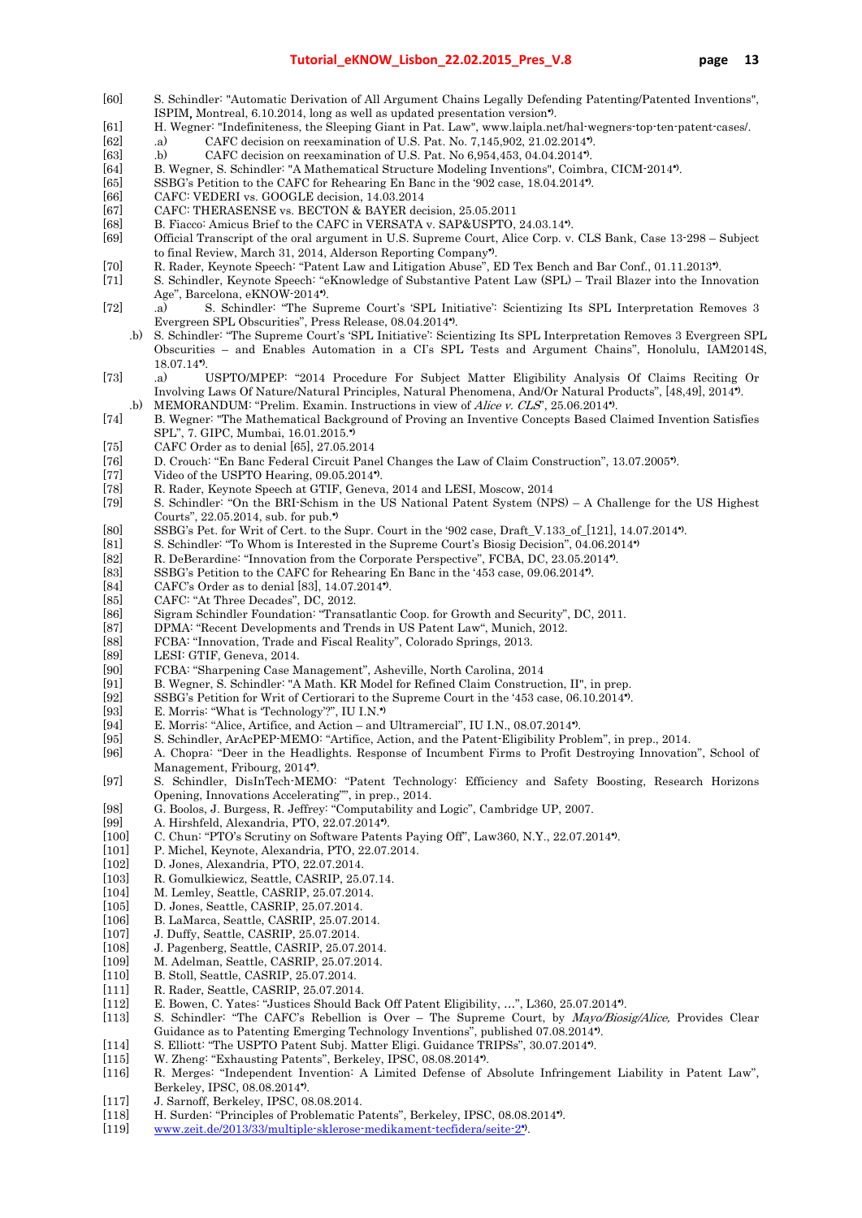[60] S. Schindler: "Automatic Derivation of All Argument Chains Legally Defending Patenting/Patented Inventions", ISPIM, Montreal, 6.10.2014, long as well as updated presentation version*).

[61] H. Wegner: "Indefiniteness, the Sleeping Giant in Pat. Law", www.laipla.net/hal-wegners-top-ten-patent-cases/.

[62] .a) CAFC decision on reexamination of U.S. Pat. No. 7,145,902, 21.02.2014*).

[63] .b) CAFC decision on reexamination of U.S. Pat. No 6,954,453, 04.04.2014*).

[64] B. Wegner, S. Schindler: "A Mathematical Structure Modeling Inventions", Coimbra, CICM-2014*).

[65] SSBG's Petition to the CAFC for Rehearing En Banc in the '902 case, 18.04.2014*).

[66] CAFC: VEDERI vs. GOOGLE decision, 14.03.2014

[67] CAFC: THERASENSE vs. BECTON & BAYER decision, 25.05.2011

[68] B. Fiacco: Amicus Brief to the CAFC in VERSATA v. SAP&USPTO, 24.03.14*).

[69] Official Transcript of the oral argument in U.S. Supreme Court, Alice Corp. v. CLS Bank, Case 13-298 – Subject to final Review, March 31, 2014, Alderson Reporting Company*).

[70] R. Rader, Keynote Speech: "Patent Law and Litigation Abuse", ED Tex Bench and Bar Conf., 01.11.2013*).

[71] S. Schindler, Keynote Speech: "eKnowledge of Substantive Patent Law (SPL) – Trail Blazer into the Innovation Age", Barcelona, eKNOW-2014*).

[72] .a) S. Schindler: "The Supreme Court's 'SPL Initiative': Scientizing Its SPL Interpretation Removes 3 Evergreen SPL Obscurities", Press Release, 08.04.2014*).
.b) S. Schindler: "The Supreme Court's 'SPL Initiative': Scientizing Its SPL Interpretation Removes 3 Evergreen SPL Obscurities – and Enables Automation in a CI's SPL Tests and Argument Chains", Honolulu, IAM2014S, 18.07.14*).

[73] .a) USPTO/MPEP: "2014 Procedure For Subject Matter Eligibility Analysis Of Claims Reciting Or Involving Laws Of Nature/Natural Principles, Natural Phenomena, And/Or Natural Products", [48,49], 2014*).
.b) MEMORANDUM: "Prelim. Examin. Instructions in view of *Alice v. CLS*", 25.06.2014*).

[74] B. Wegner: "The Mathematical Background of Proving an Inventive Concepts Based Claimed Invention Satisfies SPL", 7. GIPC, Mumbai, 16.01.2015.*)

[75] CAFC Order as to denial [65], 27.05.2014

[76] D. Crouch: "En Banc Federal Circuit Panel Changes the Law of Claim Construction", 13.07.2005*).

[77] Video of the USPTO Hearing, 09.05.2014*).

[78] R. Rader, Keynote Speech at GTIF, Geneva, 2014 and LESI, Moscow, 2014

[79] S. Schindler: "On the BRI-Schism in the US National Patent System (NPS) – A Challenge for the US Highest Courts", 22.05.2014, sub. for pub.*)

[80] SSBG's Pet. for Writ of Cert. to the Supr. Court in the '902 case, Draft_V.133_of_[121], 14.07.2014*).

[81] S. Schindler: "To Whom is Interested in the Supreme Court's Biosig Decision", 04.06.2014*)

[82] R. DeBerardine: "Innovation from the Corporate Perspective", FCBA, DC, 23.05.2014*).

[83] SSBG's Petition to the CAFC for Rehearing En Banc in the '453 case, 09.06.2014*).

[84] CAFC's Order as to denial [83], 14.07.2014*).

[85] CAFC: "At Three Decades", DC, 2012.

[86] Sigram Schindler Foundation: "Transatlantic Coop. for Growth and Security", DC, 2011.

[87] DPMA: "Recent Developments and Trends in US Patent Law", Munich, 2012.

[88] FCBA: "Innovation, Trade and Fiscal Reality", Colorado Springs, 2013.

[89] LESI: GTIF, Geneva, 2014.

[90] FCBA: "Sharpening Case Management", Asheville, North Carolina, 2014

[91] B. Wegner, S. Schindler: "A Math. KR Model for Refined Claim Construction, II", in prep.

[92] SSBG's Petition for Writ of Certiorari to the Supreme Court in the '453 case, 06.10.2014*).

[93] E. Morris: "What is 'Technology'?", IU I.N.*)

[94] E. Morris: "Alice, Artifice, and Action – and Ultramercial", IU I.N., 08.07.2014*).

[95] S. Schindler, ArAcPEP-MEMO: "Artifice, Action, and the Patent-Eligibility Problem", in prep., 2014.

[96] A. Chopra: "Deer in the Headlights. Response of Incumbent Firms to Profit Destroying Innovation", School of Management, Fribourg, 2014*).

[97] S. Schindler, DisInTech-MEMO: "Patent Technology: Efficiency and Safety Boosting, Research Horizons Opening, Innovations Accelerating"", in prep., 2014.

[98] G. Boolos, J. Burgess, R. Jeffrey: "Computability and Logic", Cambridge UP, 2007.

[99] A. Hirshfeld, Alexandria, PTO, 22.07.2014*).

[100] C. Chun: "PTO's Scrutiny on Software Patents Paying Off", Law360, N.Y., 22.07.2014*).

[101] P. Michel, Keynote, Alexandria, PTO, 22.07.2014.

[102] D. Jones, Alexandria, PTO, 22.07.2014.

[103] R. Gomulkiewicz, Seattle, CASRIP, 25.07.14.

[104] M. Lemley, Seattle, CASRIP, 25.07.2014.

[105] D. Jones, Seattle, CASRIP, 25.07.2014.

[106] B. LaMarca, Seattle, CASRIP, 25.07.2014.

[107] J. Duffy, Seattle, CASRIP, 25.07.2014.

[108] J. Pagenberg, Seattle, CASRIP, 25.07.2014.

[109] M. Adelman, Seattle, CASRIP, 25.07.2014.

[110] B. Stoll, Seattle, CASRIP, 25.07.2014.

[111] R. Rader, Seattle, CASRIP, 25.07.2014.

[112] E. Bowen, C. Yates: "Justices Should Back Off Patent Eligibility, …", L360, 25.07.2014*).

[113] S. Schindler: "The CAFC's Rebellion is Over – The Supreme Court, by *Mayo/Biosig/Alice,* Provides Clear Guidance as to Patenting Emerging Technology Inventions", published 07.08.2014*).

[114] S. Elliott: "The USPTO Patent Subj. Matter Eligi. Guidance TRIPSs", 30.07.2014*).

[115] W. Zheng: "Exhausting Patents", Berkeley, IPSC, 08.08.2014*).

[116] R. Merges: "Independent Invention: A Limited Defense of Absolute Infringement Liability in Patent Law", Berkeley, IPSC, 08.08.2014*).

[117] J. Sarnoff, Berkeley, IPSC, 08.08.2014.

[118] H. Surden: "Principles of Problematic Patents", Berkeley, IPSC, 08.08.2014*).

[119] www.zeit.de/2013/33/multiple-sklerose-medikament-tecfidera/seite-2*).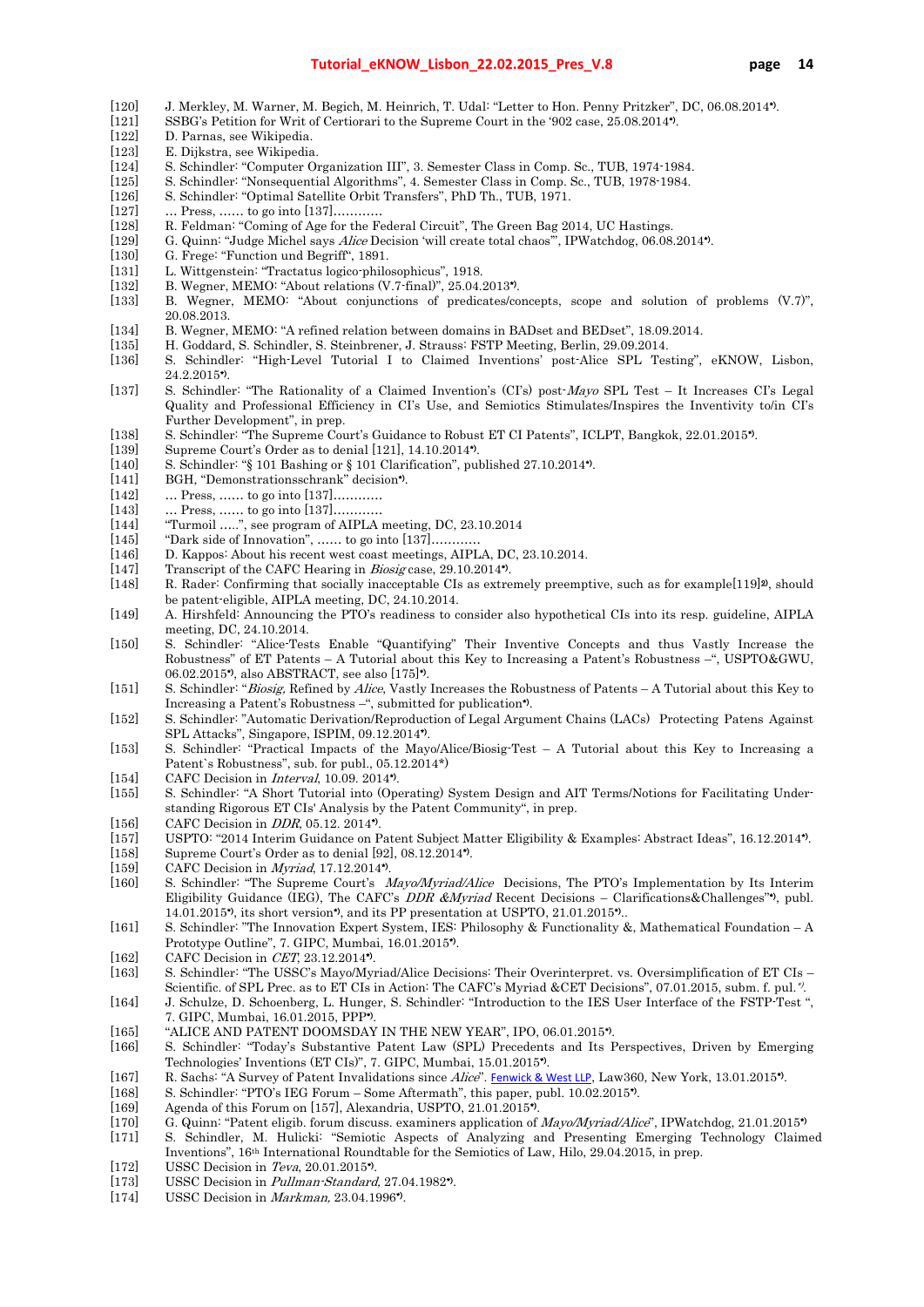[120] J. Merkley, M. Warner, M. Begich, M. Heinrich, T. Udal: "Letter to Hon. Penny Pritzker", DC, 06.08.2014*).

[121] SSBG's Petition for Writ of Certiorari to the Supreme Court in the '902 case, 25.08.2014*).

[122] D. Parnas, see Wikipedia.

[123] E. Dijkstra, see Wikipedia.

[124] S. Schindler: "Computer Organization III", 3. Semester Class in Comp. Sc., TUB, 1974-1984.

[125] S. Schindler: "Nonsequential Algorithms", 4. Semester Class in Comp. Sc., TUB, 1978-1984.

[126] S. Schindler: "Optimal Satellite Orbit Transfers", PhD Th., TUB, 1971.

[127] … Press, …… to go into [137]…………

[128] R. Feldman: "Coming of Age for the Federal Circuit", The Green Bag 2014, UC Hastings.

[129] G. Quinn: "Judge Michel says *Alice* Decision 'will create total chaos'", IPWatchdog, 06.08.2014*).

[130] G. Frege: "Function und Begriff", 1891.

[131] L. Wittgenstein: "Tractatus logico-philosophicus", 1918.

[132] B. Wegner, MEMO: "About relations (V.7-final)", 25.04.2013*).

[133] B. Wegner, MEMO: "About conjunctions of predicates/concepts, scope and solution of problems (V.7)", 20.08.2013.

[134] B. Wegner, MEMO: "A refined relation between domains in BADset and BEDset", 18.09.2014.

[135] H. Goddard, S. Schindler, S. Steinbrener, J. Strauss: FSTP Meeting, Berlin, 29.09.2014.

[136] S. Schindler: "High-Level Tutorial I to Claimed Inventions' post-Alice SPL Testing", eKNOW, Lisbon, 24.2.2015*).

[137] S. Schindler: "The Rationality of a Claimed Invention's (CI's) post-*Mayo* SPL Test – It Increases CI's Legal Quality and Professional Efficiency in CI's Use, and Semiotics Stimulates/Inspires the Inventivity to/in CI's Further Development", in prep.

[138] S. Schindler: "The Supreme Court's Guidance to Robust ET CI Patents", ICLPT, Bangkok, 22.01.2015*).

[139] Supreme Court's Order as to denial [121], 14.10.2014*).

[140] S. Schindler: "§ 101 Bashing or § 101 Clarification", published 27.10.2014*).

[141] BGH, "Demonstrationsschrank" decision*).

[142] … Press, …… to go into [137]…………

[143] … Press, …… to go into [137]…………

[144] "Turmoil …..", see program of AIPLA meeting, DC, 23.10.2014

[145] "Dark side of Innovation", …… to go into [137]…………

[146] D. Kappos: About his recent west coast meetings, AIPLA, DC, 23.10.2014.

[147] Transcript of the CAFC Hearing in *Biosig* case, 29.10.2014*).

[148] R. Rader: Confirming that socially inacceptable CIs as extremely preemptive, such as for example[119]2), should be patent-eligible, AIPLA meeting, DC, 24.10.2014.

[149] A. Hirshfeld: Announcing the PTO's readiness to consider also hypothetical CIs into its resp. guideline, AIPLA meeting, DC, 24.10.2014.

[150] S. Schindler: "Alice-Tests Enable "Quantifying" Their Inventive Concepts and thus Vastly Increase the Robustness" of ET Patents – A Tutorial about this Key to Increasing a Patent's Robustness –", USPTO&GWU, 06.02.2015*), also ABSTRACT, see also [175]*).

[151] S. Schindler: "*Biosig*, Refined by *Alice*, Vastly Increases the Robustness of Patents – A Tutorial about this Key to Increasing a Patent's Robustness –", submitted for publication*).

[152] S. Schindler: "Automatic Derivation/Reproduction of Legal Argument Chains (LACs) Protecting Patens Against SPL Attacks", Singapore, ISPIM, 09.12.2014*).

[153] S. Schindler: "Practical Impacts of the Mayo/Alice/Biosig-Test – A Tutorial about this Key to Increasing a Patent`s Robustness", sub. for publ., 05.12.2014*)

[154] CAFC Decision in *Interval*, 10.09. 2014*).

[155] S. Schindler: "A Short Tutorial into (Operating) System Design and AIT Terms/Notions for Facilitating Understanding Rigorous ET CIs' Analysis by the Patent Community", in prep.

[156] CAFC Decision in *DDR*, 05.12. 2014*).

[157] USPTO: "2014 Interim Guidance on Patent Subject Matter Eligibility & Examples: Abstract Ideas", 16.12.2014*).

[158] Supreme Court's Order as to denial [92], 08.12.2014*).

[159] CAFC Decision in *Myriad*, 17.12.2014*).

[160] S. Schindler: "The Supreme Court's *Mayo/Myriad/Alice* Decisions, The PTO's Implementation by Its Interim Eligibility Guidance (IEG), The CAFC's *DDR &Myriad* Recent Decisions – Clarifications&Challenges"*), publ. 14.01.2015*), its short version*), and its PP presentation at USPTO, 21.01.2015*)..

[161] S. Schindler: "The Innovation Expert System, IES: Philosophy & Functionality &, Mathematical Foundation – A Prototype Outline", 7. GIPC, Mumbai, 16.01.2015*).

[162] CAFC Decision in *CET*, 23.12.2014*).

[163] S. Schindler: "The USSC's Mayo/Myriad/Alice Decisions: Their Overinterpret. vs. Oversimplification of ET CIs – Scientific. of SPL Prec. as to ET CIs in Action: The CAFC's Myriad &CET Decisions", 07.01.2015, subm. f. pul. *).

[164] J. Schulze, D. Schoenberg, L. Hunger, S. Schindler: "Introduction to the IES User Interface of the FSTP-Test ", 7. GIPC, Mumbai, 16.01.2015, PPP*).

[165] "ALICE AND PATENT DOOMSDAY IN THE NEW YEAR", IPO, 06.01.2015*).

[166] S. Schindler: "Today's Substantive Patent Law (SPL) Precedents and Its Perspectives, Driven by Emerging Technologies' Inventions (ET CIs)", 7. GIPC, Mumbai, 15.01.2015*).

[167] R. Sachs: "A Survey of Patent Invalidations since *Alice*". Fenwick & West LLP, Law360, New York, 13.01.2015*).

[168] S. Schindler: "PTO's IEG Forum – Some Aftermath", this paper, publ. 10.02.2015*).

[169] Agenda of this Forum on [157], Alexandria, USPTO, 21.01.2015*).

[170] G. Quinn: "Patent eligib. forum discuss. examiners application of *Mayo/Myriad/Alice*", IPWatchdog, 21.01.2015*)

[171] S. Schindler, M. Hulicki: "Semiotic Aspects of Analyzing and Presenting Emerging Technology Claimed Inventions", 16th International Roundtable for the Semiotics of Law, Hilo, 29.04.2015, in prep.

[172] USSC Decision in *Teva*, 20.01.2015*).

[173] USSC Decision in *Pullman-Standard*, 27.04.1982*).

[174] USSC Decision in *Markman*, 23.04.1996*).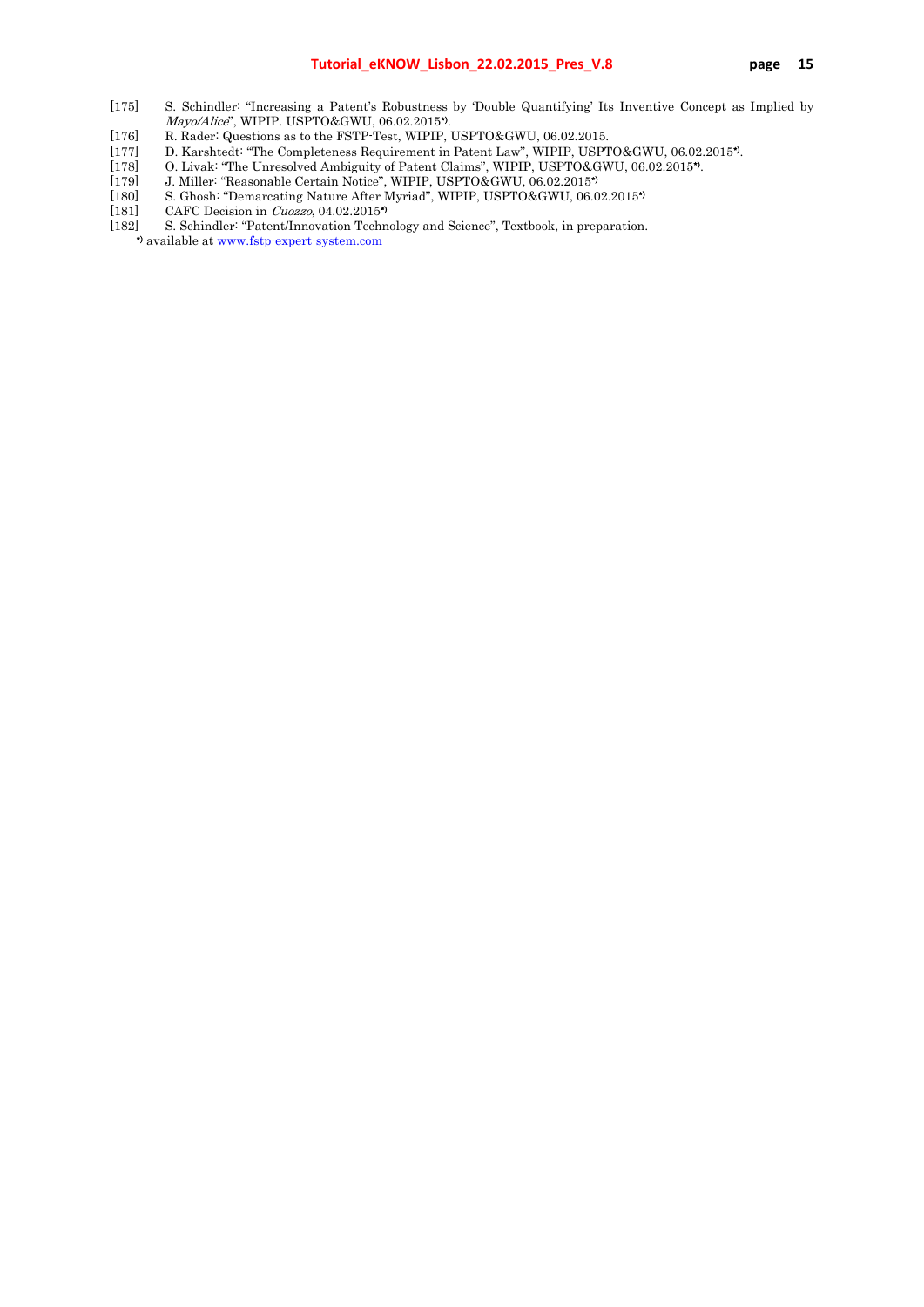[175] S. Schindler: "Increasing a Patent's Robustness by 'Double Quantifying' Its Inventive Concept as Implied by *Mayo/Alice*", WIPIP. USPTO&GWU, 06.02.2015*).

[176] R. Rader: Questions as to the FSTP-Test, WIPIP, USPTO&GWU, 06.02.2015.

[177] D. Karshtedt: "The Completeness Requirement in Patent Law", WIPIP, USPTO&GWU, 06.02.2015*).

[178] O. Livak: "The Unresolved Ambiguity of Patent Claims", WIPIP, USPTO&GWU, 06.02.2015*).

[179] J. Miller: "Reasonable Certain Notice", WIPIP, USPTO&GWU, 06.02.2015*)

[180] S. Ghosh: "Demarcating Nature After Myriad", WIPIP, USPTO&GWU, 06.02.2015*)

[181] CAFC Decision in *Cuozzo*, 04.02.2015*)

[182] S. Schindler: "Patent/Innovation Technology and Science", Textbook, in preparation.

*) available at www.fstp-expert-system.com